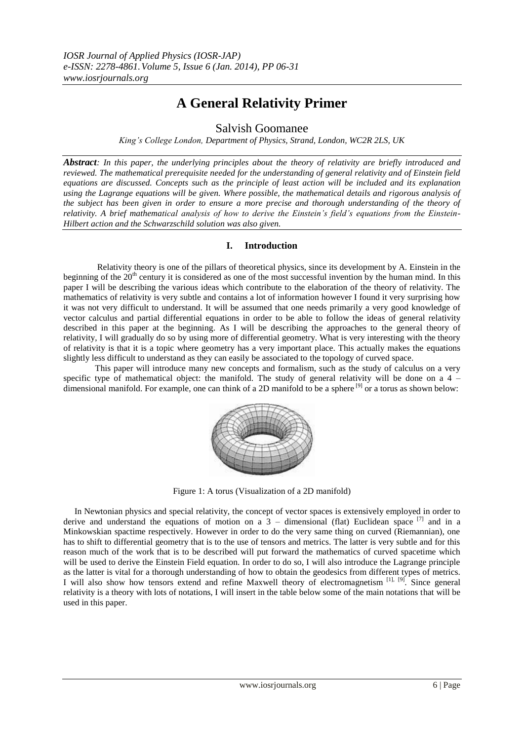# A General Relativity Primer

Salvish Goomanee

*King's College London, Department of Physics, Strand, London, WC2R 2LS, UK*

***Abstract****: In this paper, the underlying principles about the theory of relativity are briefly introduced and reviewed. The mathematical prerequisite needed for the understanding of general relativity and of Einstein field equations are discussed. Concepts such as the principle of least action will be included and its explanation using the Lagrange equations will be given. Where possible, the mathematical details and rigorous analysis of the subject has been given in order to ensure a more precise and thorough understanding of the theory of relativity. A brief mathematical analysis of how to derive the Einstein's field's equations from the Einstein-Hilbert action and the Schwarzschild solution was also given.*

## I. Introduction

Relativity theory is one of the pillars of theoretical physics, since its development by A. Einstein in the beginning of the $20^{th}$ century it is considered as one of the most successful invention by the human mind. In this paper I will be describing the various ideas which contribute to the elaboration of the theory of relativity. The mathematics of relativity is very subtle and contains a lot of information however I found it very surprising how it was not very difficult to understand. It will be assumed that one needs primarily a very good knowledge of vector calculus and partial differential equations in order to be able to follow the ideas of general relativity described in this paper at the beginning. As I will be describing the approaches to the general theory of relativity, I will gradually do so by using more of differential geometry. What is very interesting with the theory of relativity is that it is a topic where geometry has a very important place. This actually makes the equations slightly less difficult to understand as they can easily be associated to the topology of curved space.

This paper will introduce many new concepts and formalism, such as the study of calculus on a very specific type of mathematical object: the manifold. The study of general relativity will be done on a 4 – dimensional manifold. For example, one can think of a 2D manifold to be a sphere [9] or a torus as shown below:

Figure 1: A torus (Visualization of a 2D manifold)

In Newtonian physics and special relativity, the concept of vector spaces is extensively employed in order to derive and understand the equations of motion on a 3 – dimensional (flat) Euclidean space [7] and in a Minkowskian spactime respectively. However in order to do the very same thing on curved (Riemannian), one has to shift to differential geometry that is to the use of tensors and metrics. The latter is very subtle and for this reason much of the work that is to be described will put forward the mathematics of curved spacetime which will be used to derive the Einstein Field equation. In order to do so, I will also introduce the Lagrange principle as the latter is vital for a thorough understanding of how to obtain the geodesics from different types of metrics. I will also show how tensors extend and refine Maxwell theory of electromagnetism [1], [9]. Since general relativity is a theory with lots of notations, I will insert in the table below some of the main notations that will be used in this paper.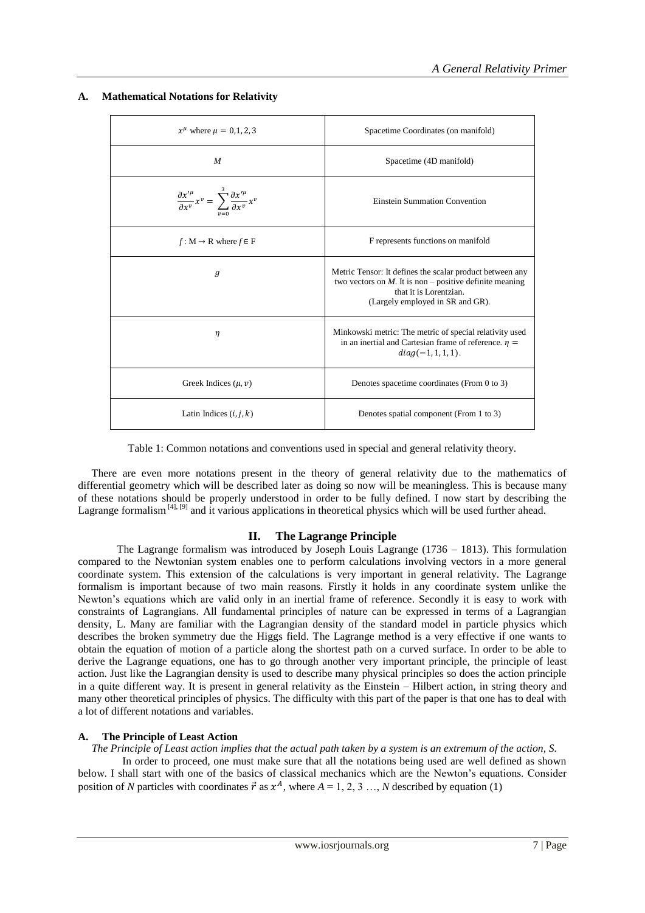### A. Mathematical Notations for Relativity

| | |
|---|---|
| $x^{\mu}$ where $\mu = 0, 1, 2, 3$ | Spacetime Coordinates (on manifold) |
| $M$ | Spacetime (4D manifold) |
| $\frac{\partial x'^{\mu}}{\partial x^{v}} x^{v} = \sum_{v=0}^{3} \frac{\partial x'^{\mu}}{\partial x^{v}} x^{v}$ | Einstein Summation Convention |
| $f : \mathrm{M} \rightarrow \mathrm{R}$ where $f \in \mathrm{F}$ | F represents functions on manifold |
| $g$ | Metric Tensor: It defines the scalar product between any two vectors on $M$. It is non – positive definite meaning that it is Lorentzian. (Largely employed in SR and GR). |
| $\eta$ | Minkowski metric: The metric of special relativity used in an inertial and Cartesian frame of reference. $\eta = diag(-1, 1, 1, 1)$. |
| Greek Indices $(\mu, v)$ | Denotes spacetime coordinates (From 0 to 3) |
| Latin Indices $(i, j, k)$ | Denotes spatial component (From 1 to 3) |

Table 1: Common notations and conventions used in special and general relativity theory.

There are even more notations present in the theory of general relativity due to the mathematics of differential geometry which will be described later as doing so now will be meaningless. This is because many of these notations should be properly understood in order to be fully defined. I now start by describing the Lagrange formalism [4], [9] and it various applications in theoretical physics which will be used further ahead.

## II. The Lagrange Principle

The Lagrange formalism was introduced by Joseph Louis Lagrange (1736 – 1813). This formulation compared to the Newtonian system enables one to perform calculations involving vectors in a more general coordinate system. This extension of the calculations is very important in general relativity. The Lagrange formalism is important because of two main reasons. Firstly it holds in any coordinate system unlike the Newton's equations which are valid only in an inertial frame of reference. Secondly it is easy to work with constraints of Lagrangians. All fundamental principles of nature can be expressed in terms of a Lagrangian density, L. Many are familiar with the Lagrangian density of the standard model in particle physics which describes the broken symmetry due the Higgs field. The Lagrange method is a very effective if one wants to obtain the equation of motion of a particle along the shortest path on a curved surface. In order to be able to derive the Lagrange equations, one has to go through another very important principle, the principle of least action. Just like the Lagrangian density is used to describe many physical principles so does the action principle in a quite different way. It is present in general relativity as the Einstein – Hilbert action, in string theory and many other theoretical principles of physics. The difficulty with this part of the paper is that one has to deal with a lot of different notations and variables.

### A. The Principle of Least Action

*The Principle of Least action implies that the actual path taken by a system is an extremum of the action, S.*

In order to proceed, one must make sure that all the notations being used are well defined as shown below. I shall start with one of the basics of classical mechanics which are the Newton's equations. Consider position of *N* particles with coordinates $\vec{r}$ as $x^{A}$, where $A = 1, 2, 3 \ldots, N$ described by equation (1)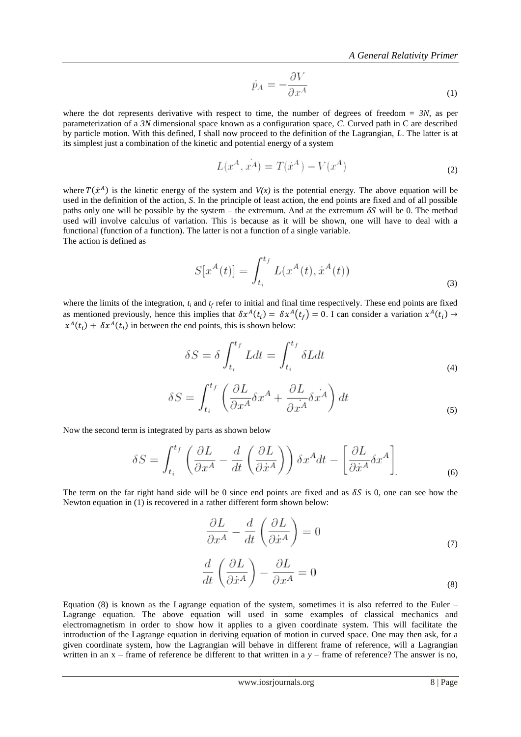$$\dot{p}_A = -\frac{\partial V}{\partial x^A} \tag{1}$$

where the dot represents derivative with respect to time, the number of degrees of freedom = *3N*, as per parameterization of a *3N* dimensional space known as a configuration space, *C*. Curved path in C are described by particle motion. With this defined, I shall now proceed to the definition of the Lagrangian, *L*. The latter is at its simplest just a combination of the kinetic and potential energy of a system

$$L(x^A, \dot{x^A}) = T(\dot{x}^A) - V(x^A) \tag{2}$$

where $T(\dot{x}^A)$ is the kinetic energy of the system and $V(x)$ is the potential energy. The above equation will be used in the definition of the action, *S*. In the principle of least action, the end points are fixed and of all possible paths only one will be possible by the system – the extremum. And at the extremum $\delta S$ will be 0. The method used will involve calculus of variation. This is because as it will be shown, one will have to deal with a functional (function of a function). The latter is not a function of a single variable.
The action is defined as

$$S[x^A(t)] = \int_{t_i}^{t_f} L(x^A(t), \dot{x}^A(t)) \tag{3}$$

where the limits of the integration, $t_i$ and $t_f$ refer to initial and final time respectively. These end points are fixed as mentioned previously, hence this implies that $\delta x^A(t_i) = \delta x^A(t_f) = 0$. I can consider a variation $x^A(t_i) \rightarrow x^A(t_i) + \delta x^A(t_i)$ in between the end points, this is shown below:

$$\delta S = \delta \int_{t_i}^{t_f} L dt = \int_{t_i}^{t_f} \delta L dt \tag{4}$$

$$\delta S = \int_{t_i}^{t_f} \left( \frac{\partial L}{\partial x^A} \delta x^A + \frac{\partial L}{\partial \dot{x^A}} \delta \dot{x^A} \right) dt \tag{5}$$

Now the second term is integrated by parts as shown below

$$\delta S = \int_{t_i}^{t_f} \left( \frac{\partial L}{\partial x^A} - \frac{d}{dt} \left( \frac{\partial L}{\partial \dot{x}^A} \right) \right) \delta x^A dt - \left[ \frac{\partial L}{\partial \dot{x}^A} \delta x^A \right]. \tag{6}$$

The term on the far right hand side will be 0 since end points are fixed and as $\delta S$ is 0, one can see how the Newton equation in (1) is recovered in a rather different form shown below:

$$\frac{\partial L}{\partial x^A} - \frac{d}{dt} \left( \frac{\partial L}{\partial \dot{x}^A} \right) = 0 \tag{7}$$

$$\frac{d}{dt} \left( \frac{\partial L}{\partial \dot{x}^A} \right) - \frac{\partial L}{\partial x^A} = 0 \tag{8}$$

Equation (8) is known as the Lagrange equation of the system, sometimes it is also referred to the Euler – Lagrange equation. The above equation will used in some examples of classical mechanics and electromagnetism in order to show how it applies to a given coordinate system. This will facilitate the introduction of the Lagrange equation in deriving equation of motion in curved space. One may then ask, for a given coordinate system, how the Lagrangian will behave in different frame of reference, will a Lagrangian written in an x – frame of reference be different to that written in a *y* – frame of reference? The answer is no,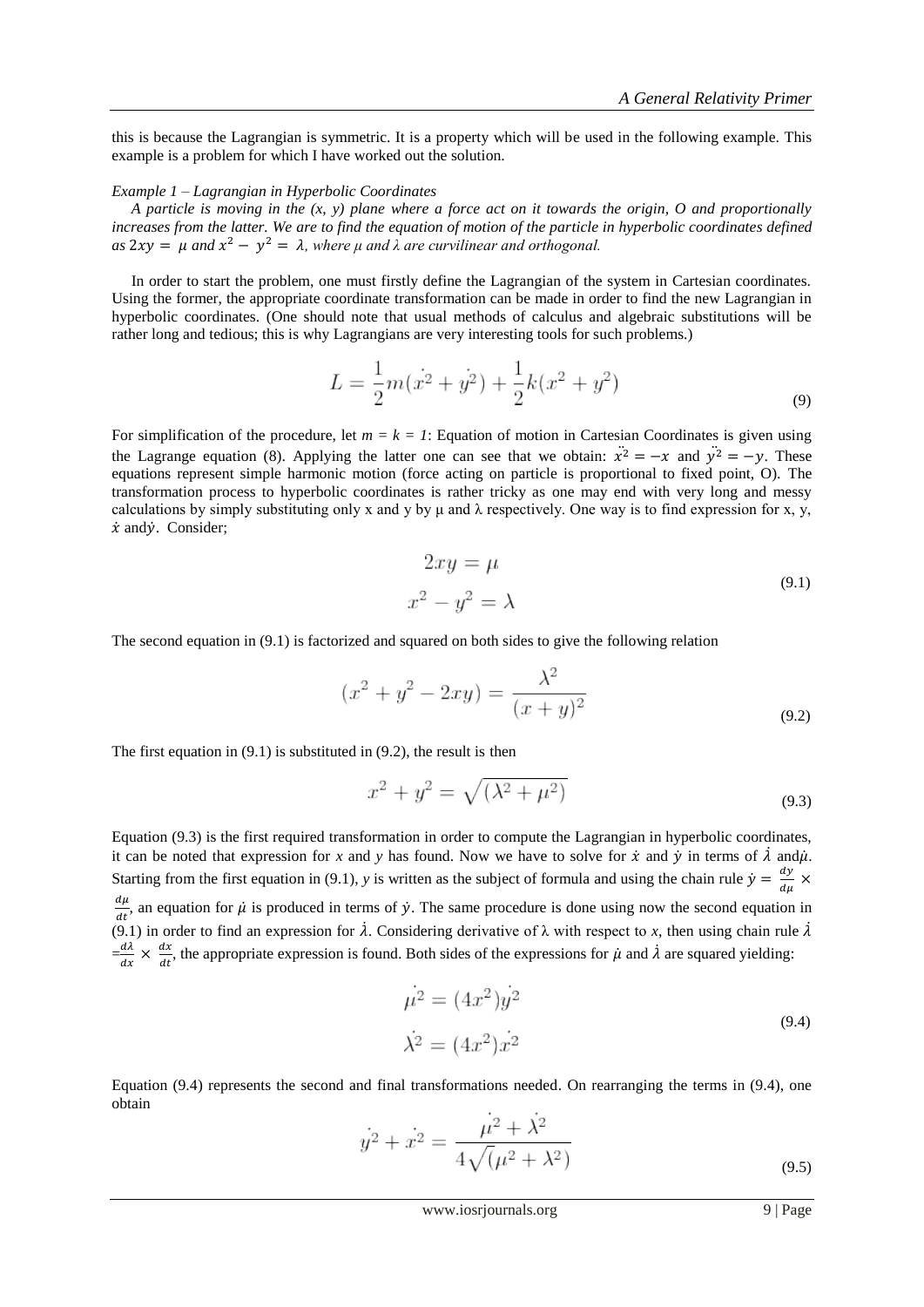this is because the Lagrangian is symmetric. It is a property which will be used in the following example. This example is a problem for which I have worked out the solution.

*Example 1 – Lagrangian in Hyperbolic Coordinates*

*A particle is moving in the (x, y) plane where a force act on it towards the origin, O and proportionally increases from the latter. We are to find the equation of motion of the particle in hyperbolic coordinates defined as* $2xy = \mu$ *and* $x^2 - y^2 = \lambda$*, where μ and λ are curvilinear and orthogonal.*

In order to start the problem, one must firstly define the Lagrangian of the system in Cartesian coordinates. Using the former, the appropriate coordinate transformation can be made in order to find the new Lagrangian in hyperbolic coordinates. (One should note that usual methods of calculus and algebraic substitutions will be rather long and tedious; this is why Lagrangians are very interesting tools for such problems.)

$$L = \frac{1}{2}m(\dot{x^2} + \dot{y^2}) + \frac{1}{2}k(x^2 + y^2) \tag{9}$$

For simplification of the procedure, let $m = k = 1$: Equation of motion in Cartesian Coordinates is given using the Lagrange equation (8). Applying the latter one can see that we obtain: $\ddot{x^2} = -x$ and $\ddot{y^2} = -y$. These equations represent simple harmonic motion (force acting on particle is proportional to fixed point, O). The transformation process to hyperbolic coordinates is rather tricky as one may end with very long and messy calculations by simply substituting only x and y by μ and λ respectively. One way is to find expression for x, y, $\dot{x}$ and$\dot{y}$. Consider;

$$\begin{aligned} 2xy &= \mu \\ x^2 - y^2 &= \lambda \end{aligned} \tag{9.1}$$

The second equation in (9.1) is factorized and squared on both sides to give the following relation

$$(x^2 + y^2 - 2xy) = \frac{\lambda^2}{(x+y)^2} \tag{9.2}$$

The first equation in (9.1) is substituted in (9.2), the result is then

$$x^2 + y^2 = \sqrt{(\lambda^2 + \mu^2)} \tag{9.3}$$

Equation (9.3) is the first required transformation in order to compute the Lagrangian in hyperbolic coordinates, it can be noted that expression for *x* and *y* has found. Now we have to solve for $\dot{x}$ and $\dot{y}$ in terms of $\dot{\lambda}$ and$\dot{\mu}$. Starting from the first equation in (9.1), *y* is written as the subject of formula and using the chain rule $\dot{y} = \frac{dy}{d\mu} \times \frac{d\mu}{dt}$, an equation for $\dot{\mu}$ is produced in terms of $\dot{y}$. The same procedure is done using now the second equation in (9.1) in order to find an expression for $\dot{\lambda}$. Considering derivative of λ with respect to *x*, then using chain rule $\dot{\lambda}$ $=\frac{d\lambda}{dx} \times \frac{dx}{dt}$, the appropriate expression is found. Both sides of the expressions for $\dot{\mu}$ and $\dot{\lambda}$ are squared yielding:

$$\begin{aligned} \dot{\mu^2} &= (4x^2)\dot{y^2} \\ \dot{\lambda^2} &= (4x^2)\dot{x^2} \end{aligned} \tag{9.4}$$

Equation (9.4) represents the second and final transformations needed. On rearranging the terms in (9.4), one obtain

$$\dot{y^2} + \dot{x^2} = \frac{\dot{\mu^2} + \dot{\lambda^2}}{4\sqrt{(\mu^2 + \lambda^2)}} \tag{9.5}$$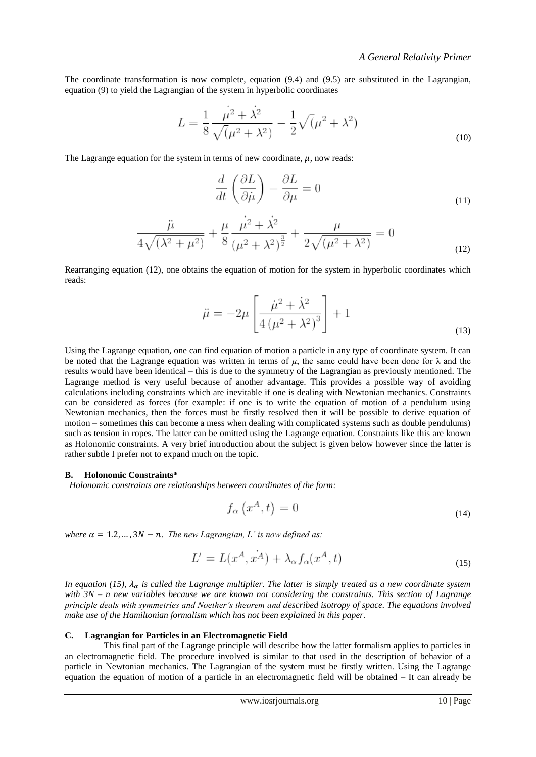The coordinate transformation is now complete, equation (9.4) and (9.5) are substituted in the Lagrangian, equation (9) to yield the Lagrangian of the system in hyperbolic coordinates

$$L = \frac{1}{8}\frac{\dot{\mu}^2 + \dot{\lambda}^2}{\sqrt{(\mu^2 + \lambda^2)}} - \frac{1}{2}\sqrt{(\mu^2 + \lambda^2)} \tag{10}$$

The Lagrange equation for the system in terms of new coordinate, $\mu$, now reads:

$$\frac{d}{dt}\left(\frac{\partial L}{\partial \dot{\mu}}\right) - \frac{\partial L}{\partial \mu} = 0 \tag{11}$$

$$\frac{\ddot{\mu}}{4\sqrt{(\lambda^2 + \mu^2)}} + \frac{\mu}{8}\frac{\dot{\mu}^2 + \dot{\lambda}^2}{(\mu^2 + \lambda^2)^{\frac{3}{2}}} + \frac{\mu}{2\sqrt{(\mu^2 + \lambda^2)}} = 0 \tag{12}$$

Rearranging equation (12), one obtains the equation of motion for the system in hyperbolic coordinates which reads:

$$\ddot{\mu} = -2\mu\left[\frac{\dot{\mu}^2 + \dot{\lambda}^2}{4\left(\mu^2 + \lambda^2\right)^3}\right] + 1 \tag{13}$$

Using the Lagrange equation, one can find equation of motion a particle in any type of coordinate system. It can be noted that the Lagrange equation was written in terms of $\mu$, the same could have been done for $\lambda$ and the results would have been identical – this is due to the symmetry of the Lagrangian as previously mentioned. The Lagrange method is very useful because of another advantage. This provides a possible way of avoiding calculations including constraints which are inevitable if one is dealing with Newtonian mechanics. Constraints can be considered as forces (for example: if one is to write the equation of motion of a pendulum using Newtonian mechanics, then the forces must be firstly resolved then it will be possible to derive equation of motion – sometimes this can become a mess when dealing with complicated systems such as double pendulums) such as tension in ropes. The latter can be omitted using the Lagrange equation. Constraints like this are known as Holonomic constraints. A very brief introduction about the subject is given below however since the latter is rather subtle I prefer not to expand much on the topic.

### B. Holonomic Constraints*

*Holonomic constraints are relationships between coordinates of the form:*

$$f_\alpha\left(x^A, t\right) = 0 \tag{14}$$

*where $\alpha = 1.2, \ldots, 3N - n$. The new Lagrangian, L' is now defined as:*

$$L' = L(x^A, \dot{x^A}) + \lambda_\alpha f_\alpha(x^A, t) \tag{15}$$

*In equation (15), $\lambda_\alpha$ is called the Lagrange multiplier. The latter is simply treated as a new coordinate system with 3N – n new variables because we are known not considering the constraints. This section of Lagrange principle deals with symmetries and Noether's theorem and described isotropy of space. The equations involved make use of the Hamiltonian formalism which has not been explained in this paper.*

### C. Lagrangian for Particles in an Electromagnetic Field

This final part of the Lagrange principle will describe how the latter formalism applies to particles in an electromagnetic field. The procedure involved is similar to that used in the description of behavior of a particle in Newtonian mechanics. The Lagrangian of the system must be firstly written. Using the Lagrange equation the equation of motion of a particle in an electromagnetic field will be obtained – It can already be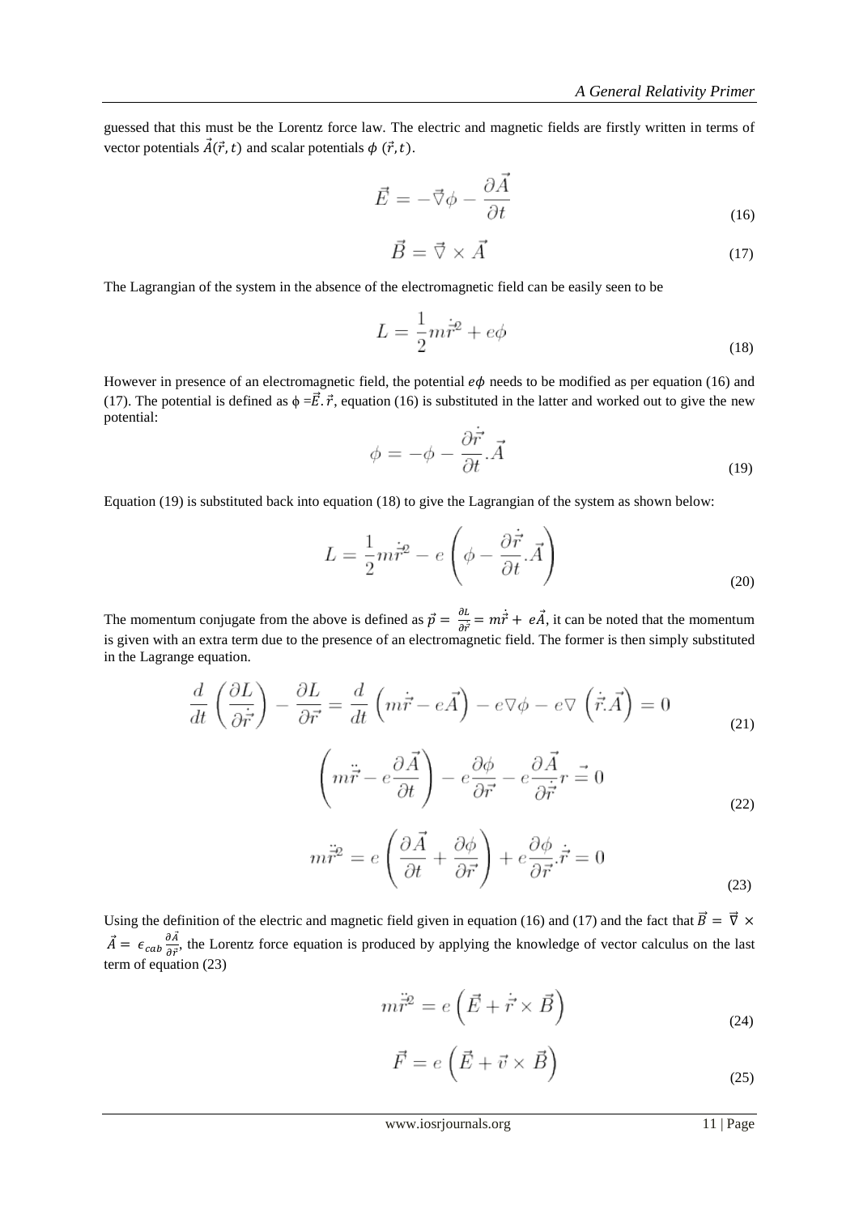guessed that this must be the Lorentz force law. The electric and magnetic fields are firstly written in terms of vector potentials $\vec{A}(\vec{r},t)$ and scalar potentials $\phi\ (\vec{r},t)$.

$$\vec{E} = -\vec{\nabla}\phi - \frac{\partial \vec{A}}{\partial t} \tag{16}$$

$$\vec{B} = \vec{\nabla} \times \vec{A} \tag{17}$$

The Lagrangian of the system in the absence of the electromagnetic field can be easily seen to be

$$L = \frac{1}{2}m\dot{\vec{r}}^2 + e\phi \tag{18}$$

However in presence of an electromagnetic field, the potential $e\phi$ needs to be modified as per equation (16) and (17). The potential is defined as $\phi = \vec{E}.\vec{r}$, equation (16) is substituted in the latter and worked out to give the new potential:

$$\phi = -\phi - \frac{\partial \dot{\vec{r}}}{\partial t}.\vec{A} \tag{19}$$

Equation (19) is substituted back into equation (18) to give the Lagrangian of the system as shown below:

$$L = \frac{1}{2}m\dot{\vec{r}}^2 - e\left(\phi - \frac{\partial \dot{\vec{r}}}{\partial t}.\vec{A}\right) \tag{20}$$

The momentum conjugate from the above is defined as $\vec{p} = \frac{\partial L}{\partial \dot{\vec{r}}} = m\dot{\vec{r}} + e\vec{A}$, it can be noted that the momentum is given with an extra term due to the presence of an electromagnetic field. The former is then simply substituted in the Lagrange equation.

$$\frac{d}{dt}\left(\frac{\partial L}{\partial \dot{\vec{r}}}\right) - \frac{\partial L}{\partial \vec{r}} = \frac{d}{dt}\left(m\dot{\vec{r}} - e\vec{A}\right) - e\nabla\phi - e\nabla\left(\dot{\vec{r}}.\vec{A}\right) = 0 \tag{21}$$

$$\left(m\ddot{\vec{r}} - e\frac{\partial \vec{A}}{\partial t}\right) - e\frac{\partial \phi}{\partial \vec{r}} - e\frac{\partial \vec{A}}{\partial \dot{\vec{r}}}r \stackrel{\rightarrow}{=} 0 \tag{22}$$

$$m\ddot{\vec{r}}^2 = e\left(\frac{\partial \vec{A}}{\partial t} + \frac{\partial \phi}{\partial \vec{r}}\right) + e\frac{\partial \phi}{\partial \vec{r}}.\dot{\vec{r}} = 0 \tag{23}$$

Using the definition of the electric and magnetic field given in equation (16) and (17) and the fact that $\vec{B} = \vec{\nabla} \times \vec{A} = \epsilon_{cab}\frac{\partial \vec{A}}{\partial \vec{r}}$, the Lorentz force equation is produced by applying the knowledge of vector calculus on the last term of equation (23)

$$m\ddot{\vec{r}}^2 = e\left(\vec{E} + \dot{\vec{r}} \times \vec{B}\right) \tag{24}$$

$$\vec{F} = e\left(\vec{E} + \vec{v} \times \vec{B}\right) \tag{25}$$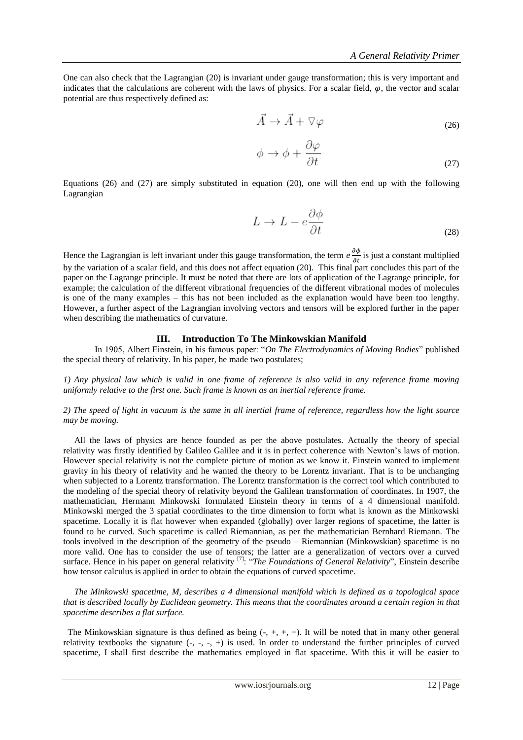One can also check that the Lagrangian (20) is invariant under gauge transformation; this is very important and indicates that the calculations are coherent with the laws of physics. For a scalar field, $\varphi$, the vector and scalar potential are thus respectively defined as:

$$\vec{A} \to \vec{A} + \nabla\varphi \tag{26}$$

$$\phi \to \phi + \frac{\partial \varphi}{\partial t} \tag{27}$$

Equations (26) and (27) are simply substituted in equation (20), one will then end up with the following Lagrangian

$$L \to L - e\frac{\partial \phi}{\partial t} \tag{28}$$

Hence the Lagrangian is left invariant under this gauge transformation, the term $e\frac{\partial \phi}{\partial t}$ is just a constant multiplied by the variation of a scalar field, and this does not affect equation (20). This final part concludes this part of the paper on the Lagrange principle. It must be noted that there are lots of application of the Lagrange principle, for example; the calculation of the different vibrational frequencies of the different vibrational modes of molecules is one of the many examples – this has not been included as the explanation would have been too lengthy. However, a further aspect of the Lagrangian involving vectors and tensors will be explored further in the paper when describing the mathematics of curvature.

## III. Introduction To The Minkowskian Manifold

In 1905, Albert Einstein, in his famous paper: "*On The Electrodynamics of Moving Bodies*" published the special theory of relativity. In his paper, he made two postulates;

*1) Any physical law which is valid in one frame of reference is also valid in any reference frame moving uniformly relative to the first one. Such frame is known as an inertial reference frame.*

*2) The speed of light in vacuum is the same in all inertial frame of reference, regardless how the light source may be moving.*

All the laws of physics are hence founded as per the above postulates. Actually the theory of special relativity was firstly identified by Galileo Galilee and it is in perfect coherence with Newton's laws of motion. However special relativity is not the complete picture of motion as we know it. Einstein wanted to implement gravity in his theory of relativity and he wanted the theory to be Lorentz invariant. That is to be unchanging when subjected to a Lorentz transformation. The Lorentz transformation is the correct tool which contributed to the modeling of the special theory of relativity beyond the Galilean transformation of coordinates. In 1907, the mathematician, Hermann Minkowski formulated Einstein theory in terms of a 4 dimensional manifold. Minkowski merged the 3 spatial coordinates to the time dimension to form what is known as the Minkowski spacetime. Locally it is flat however when expanded (globally) over larger regions of spacetime, the latter is found to be curved. Such spacetime is called Riemannian, as per the mathematician Bernhard Riemann. The tools involved in the description of the geometry of the pseudo – Riemannian (Minkowskian) spacetime is no more valid. One has to consider the use of tensors; the latter are a generalization of vectors over a curved surface. Hence in his paper on general relativity [7]: "*The Foundations of General Relativity*", Einstein describe how tensor calculus is applied in order to obtain the equations of curved spacetime.

*The Minkowski spacetime, M, describes a 4 dimensional manifold which is defined as a topological space that is described locally by Euclidean geometry. This means that the coordinates around a certain region in that spacetime describes a flat surface.*

The Minkowskian signature is thus defined as being (-, +, +, +). It will be noted that in many other general relativity textbooks the signature (-, -, -, +) is used. In order to understand the further principles of curved spacetime, I shall first describe the mathematics employed in flat spacetime. With this it will be easier to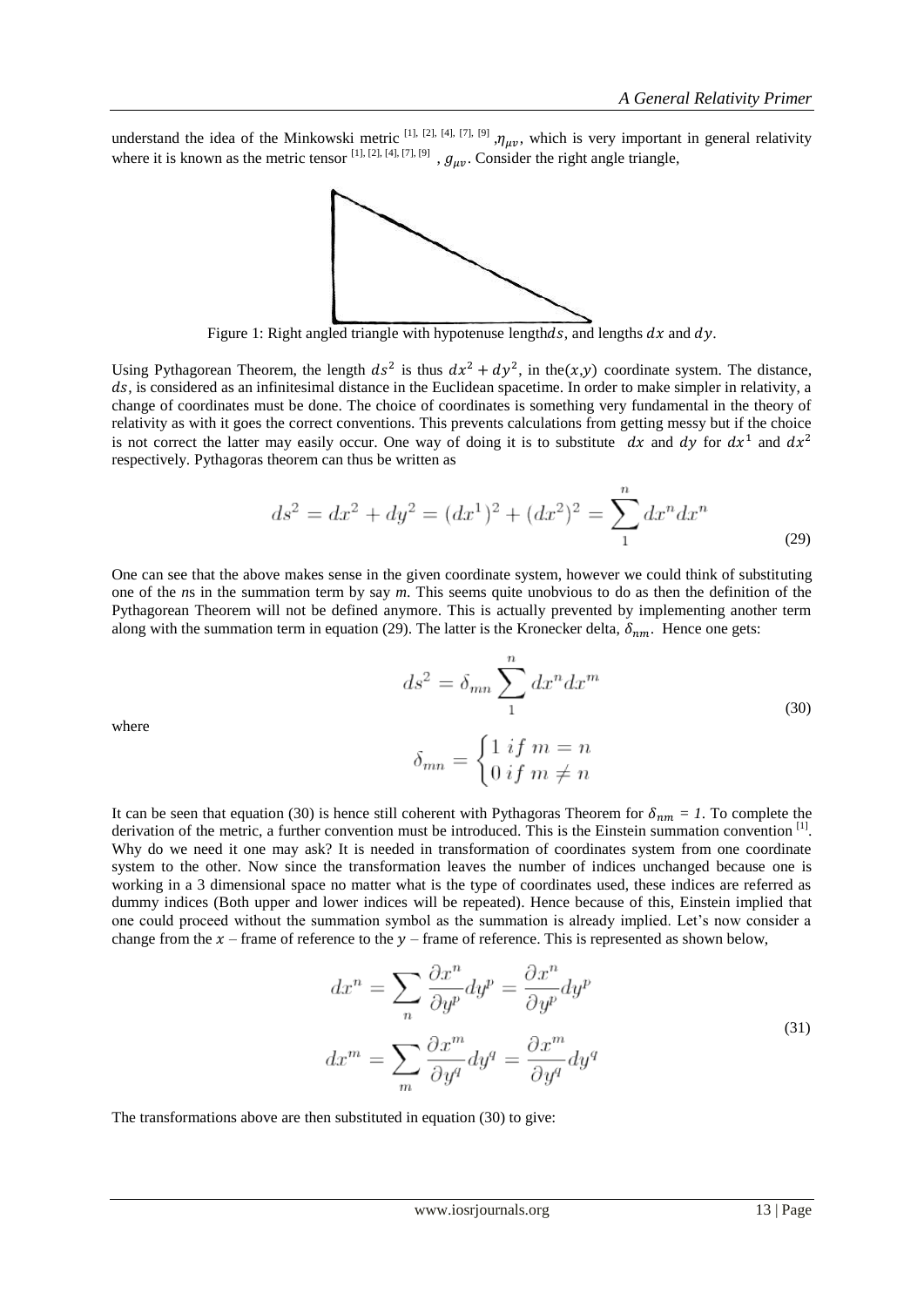understand the idea of the Minkowski metric [1], [2], [4], [7], [9] ,$\eta_{\mu v}$, which is very important in general relativity where it is known as the metric tensor [1], [2], [4], [7], [9] , $g_{\mu v}$. Consider the right angle triangle,

Figure 1: Right angled triangle with hypotenuse length$ds$, and lengths $dx$ and $dy$.

Using Pythagorean Theorem, the length $ds^2$ is thus $dx^2 + dy^2$, in the$(x,y)$ coordinate system. The distance, $ds$, is considered as an infinitesimal distance in the Euclidean spacetime. In order to make simpler in relativity, a change of coordinates must be done. The choice of coordinates is something very fundamental in the theory of relativity as with it goes the correct conventions. This prevents calculations from getting messy but if the choice is not correct the latter may easily occur. One way of doing it is to substitute $dx$ and $dy$ for $dx^1$ and $dx^2$ respectively. Pythagoras theorem can thus be written as

$$ds^2 = dx^2 + dy^2 = (dx^1)^2 + (dx^2)^2 = \sum_1^n dx^n dx^n \tag{29}$$

One can see that the above makes sense in the given coordinate system, however we could think of substituting one of the *n*s in the summation term by say *m*. This seems quite unobvious to do as then the definition of the Pythagorean Theorem will not be defined anymore. This is actually prevented by implementing another term along with the summation term in equation (29). The latter is the Kronecker delta, $\delta_{nm}$. Hence one gets:

$$ds^2 = \delta_{mn} \sum_1^n dx^n dx^m \tag{30}$$

where

$$\delta_{mn} = \begin{cases} 1 \ if \ m = n \\ 0 \ if \ m \neq n \end{cases}$$

It can be seen that equation (30) is hence still coherent with Pythagoras Theorem for $\delta_{nm} = 1$. To complete the derivation of the metric, a further convention must be introduced. This is the Einstein summation convention [1]. Why do we need it one may ask? It is needed in transformation of coordinates system from one coordinate system to the other. Now since the transformation leaves the number of indices unchanged because one is working in a 3 dimensional space no matter what is the type of coordinates used, these indices are referred as dummy indices (Both upper and lower indices will be repeated). Hence because of this, Einstein implied that one could proceed without the summation symbol as the summation is already implied. Let's now consider a change from the $x$ – frame of reference to the $y$ – frame of reference. This is represented as shown below,

$$\begin{aligned} dx^n &= \sum_n \frac{\partial x^n}{\partial y^p} dy^p = \frac{\partial x^n}{\partial y^p} dy^p \\ dx^m &= \sum_m \frac{\partial x^m}{\partial y^q} dy^q = \frac{\partial x^m}{\partial y^q} dy^q \end{aligned} \tag{31}$$

The transformations above are then substituted in equation (30) to give: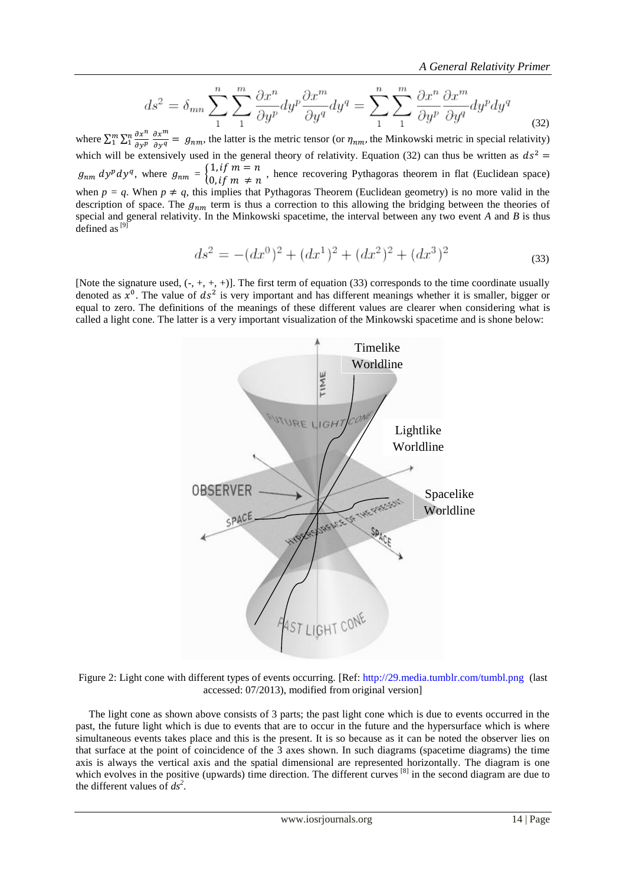$$ds^2 = \delta_{mn} \sum_1^n \sum_1^m \frac{\partial x^n}{\partial y^p} dy^p \frac{\partial x^m}{\partial y^q} dy^q = \sum_1^n \sum_1^m \frac{\partial x^n}{\partial y^p} \frac{\partial x^m}{\partial y^q} dy^p dy^q \tag{32}$$

where $\sum_1^m \sum_1^n \frac{\partial x^n}{\partial y^p} \frac{\partial x^m}{\partial y^q} = g_{nm}$, the latter is the metric tensor (or $\eta_{nm}$, the Minkowski metric in special relativity) which will be extensively used in the general theory of relativity. Equation (32) can thus be written as $ds^2 = g_{nm}\, dy^p dy^q$, where $g_{nm} = \begin{cases} 1, if\ m = n \\ 0, if\ m \neq n \end{cases}$, hence recovering Pythagoras theorem in flat (Euclidean space) when $p = q$. When $p \neq q$, this implies that Pythagoras Theorem (Euclidean geometry) is no more valid in the description of space. The $g_{nm}$ term is thus a correction to this allowing the bridging between the theories of special and general relativity. In the Minkowski spacetime, the interval between any two event *A* and *B* is thus defined as [9]

$$ds^2 = -(dx^0)^2 + (dx^1)^2 + (dx^2)^2 + (dx^3)^2 \tag{33}$$

[Note the signature used, (-, +, +, +)]. The first term of equation (33) corresponds to the time coordinate usually denoted as $x^0$. The value of $ds^2$ is very important and has different meanings whether it is smaller, bigger or equal to zero. The definitions of the meanings of these different values are clearer when considering what is called a light cone. The latter is a very important visualization of the Minkowski spacetime and is shone below:

Figure 2: Light cone with different types of events occurring. [Ref: http://29.media.tumblr.com/tumbl.png (last accessed: 07/2013), modified from original version]

The light cone as shown above consists of 3 parts; the past light cone which is due to events occurred in the past, the future light which is due to events that are to occur in the future and the hypersurface which is where simultaneous events takes place and this is the present. It is so because as it can be noted the observer lies on that surface at the point of coincidence of the 3 axes shown. In such diagrams (spacetime diagrams) the time axis is always the vertical axis and the spatial dimensional are represented horizontally. The diagram is one which evolves in the positive (upwards) time direction. The different curves [8] in the second diagram are due to the different values of $ds^2$.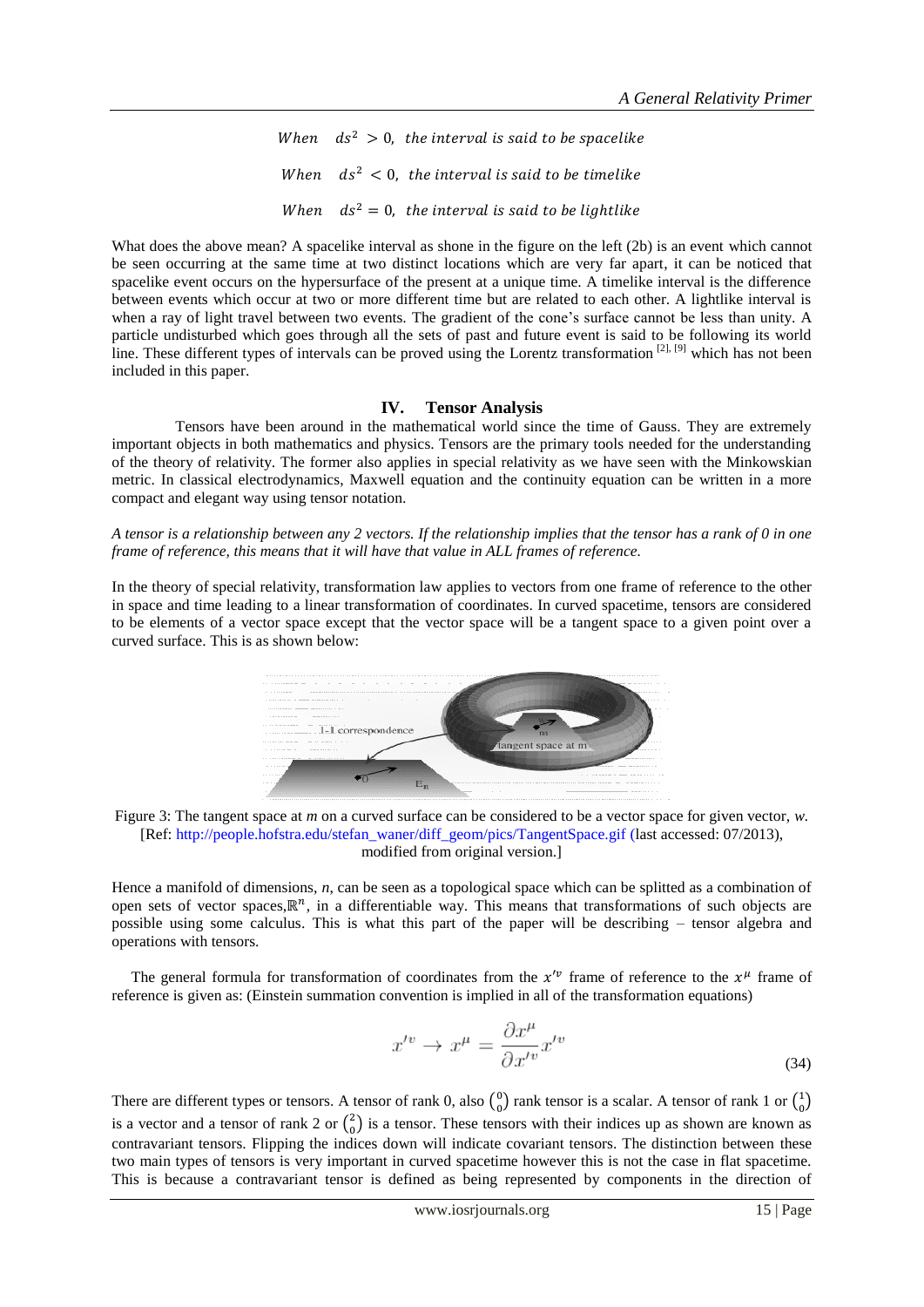$$When \quad ds^2 > 0, \quad the\ interval\ is\ said\ to\ be\ spacelike$$

$$When \quad ds^2 < 0, \quad the\ interval\ is\ said\ to\ be\ timelike$$

$$When \quad ds^2 = 0, \quad the\ interval\ is\ said\ to\ be\ lightlike$$

What does the above mean? A spacelike interval as shone in the figure on the left (2b) is an event which cannot be seen occurring at the same time at two distinct locations which are very far apart, it can be noticed that spacelike event occurs on the hypersurface of the present at a unique time. A timelike interval is the difference between events which occur at two or more different time but are related to each other. A lightlike interval is when a ray of light travel between two events. The gradient of the cone's surface cannot be less than unity. A particle undisturbed which goes through all the sets of past and future event is said to be following its world line. These different types of intervals can be proved using the Lorentz transformation [2], [9] which has not been included in this paper.

## IV. Tensor Analysis

Tensors have been around in the mathematical world since the time of Gauss. They are extremely important objects in both mathematics and physics. Tensors are the primary tools needed for the understanding of the theory of relativity. The former also applies in special relativity as we have seen with the Minkowskian metric. In classical electrodynamics, Maxwell equation and the continuity equation can be written in a more compact and elegant way using tensor notation.

*A tensor is a relationship between any 2 vectors. If the relationship implies that the tensor has a rank of 0 in one frame of reference, this means that it will have that value in ALL frames of reference.*

In the theory of special relativity, transformation law applies to vectors from one frame of reference to the other in space and time leading to a linear transformation of coordinates. In curved spacetime, tensors are considered to be elements of a vector space except that the vector space will be a tangent space to a given point over a curved surface. This is as shown below:

Figure 3: The tangent space at *m* on a curved surface can be considered to be a vector space for given vector, *w*. [Ref: http://people.hofstra.edu/stefan_waner/diff_geom/pics/TangentSpace.gif (last accessed: 07/2013), modified from original version.]

Hence a manifold of dimensions, *n*, can be seen as a topological space which can be splitted as a combination of open sets of vector spaces, $\mathbb{R}^n$, in a differentiable way. This means that transformations of such objects are possible using some calculus. This is what this part of the paper will be describing – tensor algebra and operations with tensors.

The general formula for transformation of coordinates from the $x'^v$ frame of reference to the $x^\mu$ frame of reference is given as: (Einstein summation convention is implied in all of the transformation equations)

$$x'^v \rightarrow x^\mu = \frac{\partial x^\mu}{\partial x'^v} x'^v \tag{34}$$

There are different types or tensors. A tensor of rank 0, also $\binom{0}{0}$ rank tensor is a scalar. A tensor of rank 1 or $\binom{1}{0}$ is a vector and a tensor of rank 2 or $\binom{2}{0}$ is a tensor. These tensors with their indices up as shown are known as contravariant tensors. Flipping the indices down will indicate covariant tensors. The distinction between these two main types of tensors is very important in curved spacetime however this is not the case in flat spacetime. This is because a contravariant tensor is defined as being represented by components in the direction of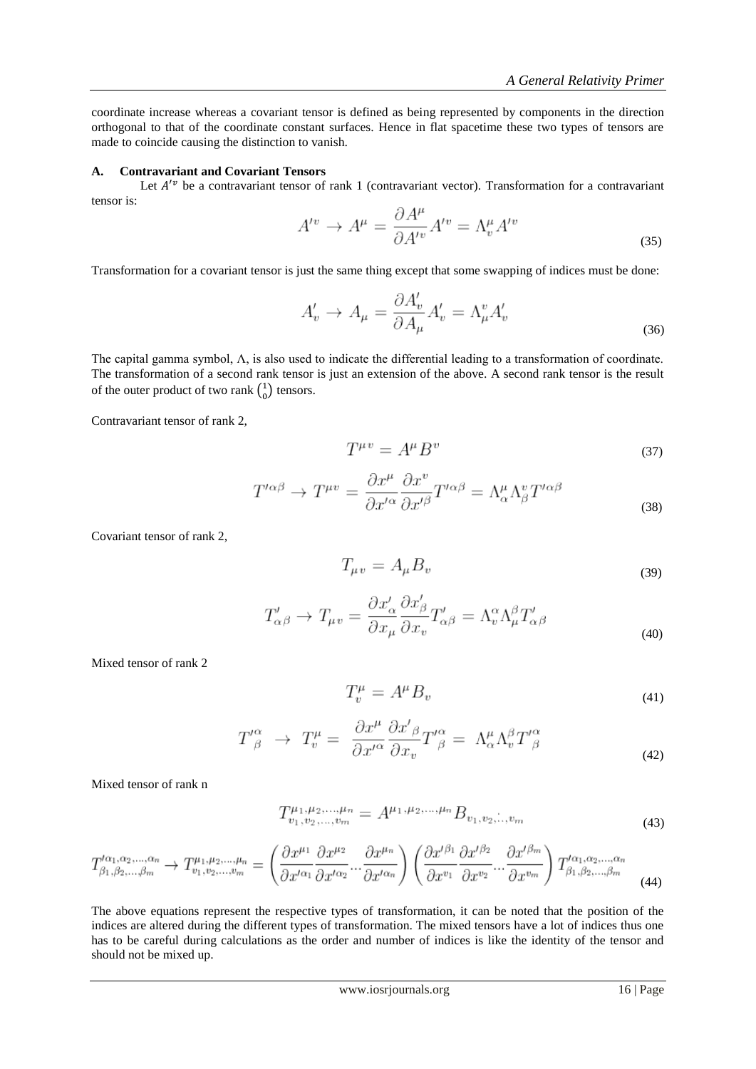coordinate increase whereas a covariant tensor is defined as being represented by components in the direction orthogonal to that of the coordinate constant surfaces. Hence in flat spacetime these two types of tensors are made to coincide causing the distinction to vanish.

### A. Contravariant and Covariant Tensors

Let $A'^v$ be a contravariant tensor of rank 1 (contravariant vector). Transformation for a contravariant tensor is:

$$A'^v \to A^\mu = \frac{\partial A^\mu}{\partial A'^v} A'^v = \Lambda^\mu_v A'^v \tag{35}$$

Transformation for a covariant tensor is just the same thing except that some swapping of indices must be done:

$$A'_v \to A_\mu = \frac{\partial A'_v}{\partial A_\mu} A'_v = \Lambda^v_\mu A'_v \tag{36}$$

The capital gamma symbol, Λ, is also used to indicate the differential leading to a transformation of coordinate. The transformation of a second rank tensor is just an extension of the above. A second rank tensor is the result of the outer product of two rank $\binom{1}{0}$ tensors.

Contravariant tensor of rank 2,

$$T^{\mu v} = A^\mu B^v \tag{37}$$

$$T'^{\alpha\beta} \to T^{\mu v} = \frac{\partial x^\mu}{\partial x'^\alpha} \frac{\partial x^v}{\partial x'^\beta} T'^{\alpha\beta} = \Lambda^\mu_\alpha \Lambda^v_\beta T'^{\alpha\beta} \tag{38}$$

Covariant tensor of rank 2,

$$T_{\mu v} = A_\mu B_v \tag{39}$$

$$T'_{\alpha\beta} \to T_{\mu v} = \frac{\partial x'_\alpha}{\partial x_\mu} \frac{\partial x'_\beta}{\partial x_v} T'_{\alpha\beta} = \Lambda^\alpha_v \Lambda^\beta_\mu T'_{\alpha\beta} \tag{40}$$

Mixed tensor of rank 2

$$T^\mu_v = A^\mu B_v \tag{41}$$

$$T'^\alpha_\beta \to T^\mu_v = \frac{\partial x^\mu}{\partial x'^\alpha} \frac{\partial x'_\beta}{\partial x_v} T'^\alpha_\beta = \Lambda^\mu_\alpha \Lambda^\beta_v T'^\alpha_\beta \tag{42}$$

Mixed tensor of rank n

$$T^{\mu_1,\mu_2,\ldots,\mu_n}_{v_1,v_2,\ldots,v_m} = A^{\mu_1,\mu_2,\ldots,\mu_n} B_{v_1,v_2,\ldots,v_m} \tag{43}$$

$$T'^{\alpha_1,\alpha_2,\ldots,\alpha_n}_{\beta_1,\beta_2,\ldots,\beta_m} \to T^{\mu_1,\mu_2,\ldots,\mu_n}_{v_1,v_2,\ldots,v_m} = \left(\frac{\partial x^{\mu_1}}{\partial x'^{\alpha_1}} \frac{\partial x^{\mu_2}}{\partial x'^{\alpha_2}} \ldots \frac{\partial x^{\mu_n}}{\partial x'^{\alpha_n}}\right) \left(\frac{\partial x'^{\beta_1}}{\partial x^{v_1}} \frac{\partial x'^{\beta_2}}{\partial x^{v_2}} \ldots \frac{\partial x'^{\beta_m}}{\partial x^{v_m}}\right) T'^{\alpha_1,\alpha_2,\ldots,\alpha_n}_{\beta_1,\beta_2,\ldots,\beta_m} \tag{44}$$

The above equations represent the respective types of transformation, it can be noted that the position of the indices are altered during the different types of transformation. The mixed tensors have a lot of indices thus one has to be careful during calculations as the order and number of indices is like the identity of the tensor and should not be mixed up.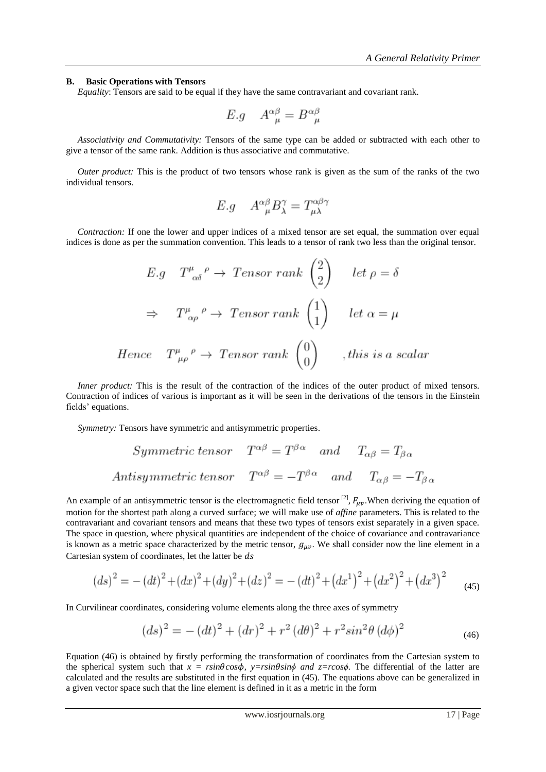### B. Basic Operations with Tensors

*Equality*: Tensors are said to be equal if they have the same contravariant and covariant rank.

$$E.g \quad A^{\alpha\beta}_{\ \ \mu} = B^{\alpha\beta}_{\ \ \mu}$$

*Associativity and Commutativity:* Tensors of the same type can be added or subtracted with each other to give a tensor of the same rank. Addition is thus associative and commutative.

*Outer product:* This is the product of two tensors whose rank is given as the sum of the ranks of the two individual tensors.

$$E.g \quad A^{\alpha\beta}_{\ \ \mu} B^{\gamma}_{\lambda} = T^{\alpha\beta\gamma}_{\mu\lambda}$$

*Contraction:* If one the lower and upper indices of a mixed tensor are set equal, the summation over equal indices is done as per the summation convention. This leads to a tensor of rank two less than the original tensor.

$$E.g \quad T^{\mu}_{\ \alpha\delta}{}^{\rho} \rightarrow \ Tensor\ rank\ \begin{pmatrix} 2 \\ 2 \end{pmatrix} \qquad let\ \rho = \delta$$

$$\Rightarrow \quad T^{\mu}_{\ \alpha\rho}{}^{\rho} \rightarrow \ Tensor\ rank\ \begin{pmatrix} 1 \\ 1 \end{pmatrix} \qquad let\ \alpha = \mu$$

$$Hence \quad T^{\mu}_{\ \mu\rho}{}^{\rho} \rightarrow \ Tensor\ rank\ \begin{pmatrix} 0 \\ 0 \end{pmatrix} \qquad ,this\ is\ a\ scalar$$

*Inner product:* This is the result of the contraction of the indices of the outer product of mixed tensors. Contraction of indices of various is important as it will be seen in the derivations of the tensors in the Einstein fields' equations.

*Symmetry:* Tensors have symmetric and antisymmetric properties.

$$Symmetric\ tensor \quad T^{\alpha\beta} = T^{\beta\alpha} \quad and \quad T_{\alpha\beta} = T_{\beta\alpha}$$

$$Antisymmetric\ tensor \quad T^{\alpha\beta} = -T^{\beta\alpha} \quad and \quad T_{\alpha\beta} = -T_{\beta\alpha}$$

An example of an antisymmetric tensor is the electromagnetic field tensor [2], $F_{\mu\nu}$.When deriving the equation of motion for the shortest path along a curved surface; we will make use of *affine* parameters. This is related to the contravariant and covariant tensors and means that these two types of tensors exist separately in a given space. The space in question, where physical quantities are independent of the choice of covariance and contravariance is known as a metric space characterized by the metric tensor, $g_{\mu\nu}$. We shall consider now the line element in a Cartesian system of coordinates, let the latter be $ds$

$$(ds)^2 = -(dt)^2 + (dx)^2 + (dy)^2 + (dz)^2 = -(dt)^2 + \left(dx^1\right)^2 + \left(dx^2\right)^2 + \left(dx^3\right)^2 \tag{45}$$

In Curvilinear coordinates, considering volume elements along the three axes of symmetry

$$(ds)^2 = -(dt)^2 + (dr)^2 + r^2(d\theta)^2 + r^2 sin^2\theta\,(d\phi)^2 \tag{46}$$

Equation (46) is obtained by firstly performing the transformation of coordinates from the Cartesian system to the spherical system such that $x = rsin\theta cos\phi$, $y = rsin\theta sin\phi$ and $z = rcos\phi$. The differential of the latter are calculated and the results are substituted in the first equation in (45). The equations above can be generalized in a given vector space such that the line element is defined in it as a metric in the form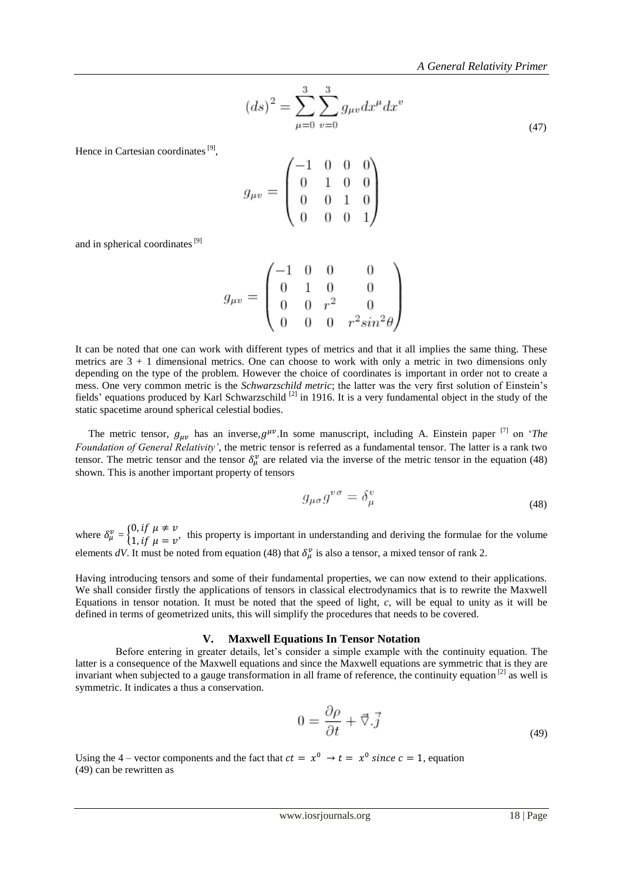$$(ds)^2 = \sum_{\mu=0}^{3} \sum_{v=0}^{3} g_{\mu v} dx^{\mu} dx^{v} \tag{47}$$

Hence in Cartesian coordinates [9],

$$g_{\mu v} = \begin{pmatrix} -1 & 0 & 0 & 0 \\ 0 & 1 & 0 & 0 \\ 0 & 0 & 1 & 0 \\ 0 & 0 & 0 & 1 \end{pmatrix}$$

and in spherical coordinates [9]

$$g_{\mu v} = \begin{pmatrix} -1 & 0 & 0 & 0 \\ 0 & 1 & 0 & 0 \\ 0 & 0 & r^2 & 0 \\ 0 & 0 & 0 & r^2 sin^2\theta \end{pmatrix}$$

It can be noted that one can work with different types of metrics and that it all implies the same thing. These metrics are 3 + 1 dimensional metrics. One can choose to work with only a metric in two dimensions only depending on the type of the problem. However the choice of coordinates is important in order not to create a mess. One very common metric is the *Schwarzschild metric*; the latter was the very first solution of Einstein's fields' equations produced by Karl Schwarzschild [2] in 1916. It is a very fundamental object in the study of the static spacetime around spherical celestial bodies.

The metric tensor, $g_{\mu v}$ has an inverse,$g^{\mu v}$.In some manuscript, including A. Einstein paper [7] on '*The Foundation of General Relativity'*, the metric tensor is referred as a fundamental tensor. The latter is a rank two tensor. The metric tensor and the tensor $\delta_{\mu}^{v}$ are related via the inverse of the metric tensor in the equation (48) shown. This is another important property of tensors

$$g_{\mu\sigma} g^{v\sigma} = \delta_{\mu}^{v} \tag{48}$$

where $\delta_{\mu}^{v} = \begin{cases} 0, if\ \mu \neq v \\ 1, if\ \mu = v \end{cases}$, this property is important in understanding and deriving the formulae for the volume elements *dV*. It must be noted from equation (48) that $\delta_{\mu}^{v}$ is also a tensor, a mixed tensor of rank 2.

Having introducing tensors and some of their fundamental properties, we can now extend to their applications. We shall consider firstly the applications of tensors in classical electrodynamics that is to rewrite the Maxwell Equations in tensor notation. It must be noted that the speed of light, *c*, will be equal to unity as it will be defined in terms of geometrized units, this will simplify the procedures that needs to be covered.

## V. Maxwell Equations In Tensor Notation

Before entering in greater details, let's consider a simple example with the continuity equation. The latter is a consequence of the Maxwell equations and since the Maxwell equations are symmetric that is they are invariant when subjected to a gauge transformation in all frame of reference, the continuity equation [2] as well is symmetric. It indicates a thus a conservation.

$$0 = \frac{\partial \rho}{\partial t} + \vec{\nabla}.\vec{j} \tag{49}$$

Using the 4 – vector components and the fact that $ct = x^0 \rightarrow t = x^0\ since\ c = 1$, equation (49) can be rewritten as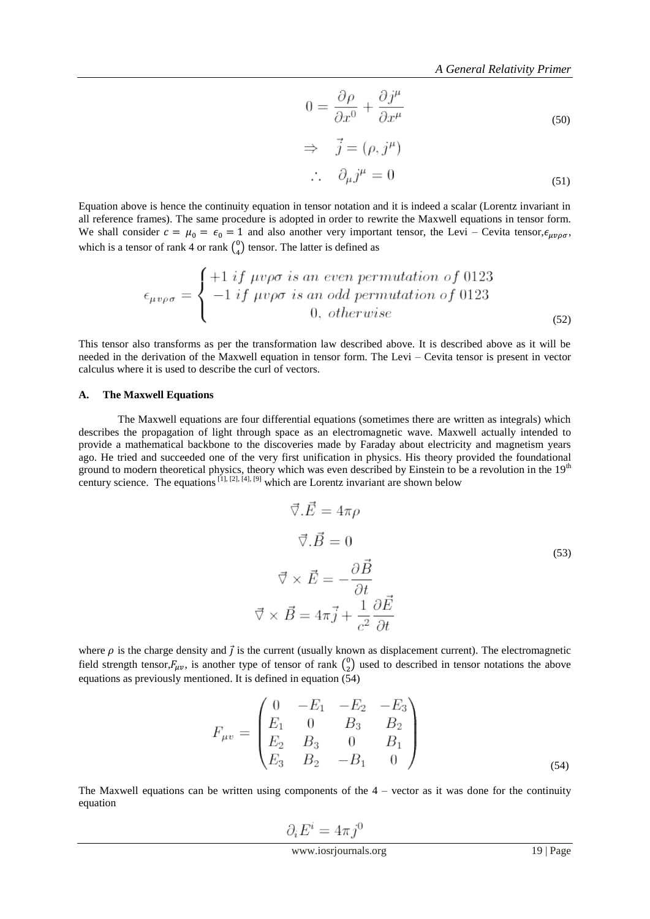$$0 = \frac{\partial \rho}{\partial x^0} + \frac{\partial j^\mu}{\partial x^\mu} \tag{50}$$

$$\Rightarrow \quad \vec{j} = (\rho, j^\mu)$$

$$\therefore \quad \partial_\mu j^\mu = 0 \tag{51}$$

Equation above is hence the continuity equation in tensor notation and it is indeed a scalar (Lorentz invariant in all reference frames). The same procedure is adopted in order to rewrite the Maxwell equations in tensor form. We shall consider $c = \mu_0 = \epsilon_0 = 1$ and also another very important tensor, the Levi – Cevita tensor, $\epsilon_{\mu v \rho \sigma}$, which is a tensor of rank 4 or rank $\binom{0}{4}$ tensor. The latter is defined as

$$\epsilon_{\mu v \rho \sigma} = \begin{cases} +1 \; if \; \mu v \rho \sigma \; is \; an \; even \; permutation \; of \; 0123 \\ -1 \; if \; \mu v \rho \sigma \; is \; an \; odd \; permutation \; of \; 0123 \\ 0, \; otherwise \end{cases} \tag{52}$$

This tensor also transforms as per the transformation law described above. It is described above as it will be needed in the derivation of the Maxwell equation in tensor form. The Levi – Cevita tensor is present in vector calculus where it is used to describe the curl of vectors.

### A. The Maxwell Equations

The Maxwell equations are four differential equations (sometimes there are written as integrals) which describes the propagation of light through space as an electromagnetic wave. Maxwell actually intended to provide a mathematical backbone to the discoveries made by Faraday about electricity and magnetism years ago. He tried and succeeded one of the very first unification in physics. His theory provided the foundational ground to modern theoretical physics, theory which was even described by Einstein to be a revolution in the 19th century science. The equations [1], [2], [4], [9] which are Lorentz invariant are shown below

$$\begin{gathered} \vec{\nabla}.\vec{E} = 4\pi\rho \\ \vec{\nabla}.\vec{B} = 0 \\ \vec{\nabla} \times \vec{E} = -\frac{\partial \vec{B}}{\partial t} \\ \vec{\nabla} \times \vec{B} = 4\pi\vec{j} + \frac{1}{c^2}\frac{\partial \vec{E}}{\partial t} \end{gathered} \tag{53}$$

where $\rho$ is the charge density and $\vec{j}$ is the current (usually known as displacement current). The electromagnetic field strength tensor, $F_{\mu v}$, is another type of tensor of rank $\binom{0}{2}$ used to described in tensor notations the above equations as previously mentioned. It is defined in equation (54)

$$F_{\mu v} = \begin{pmatrix} 0 & -E_1 & -E_2 & -E_3 \\ E_1 & 0 & B_3 & B_2 \\ E_2 & B_3 & 0 & B_1 \\ E_3 & B_2 & -B_1 & 0 \end{pmatrix} \tag{54}$$

The Maxwell equations can be written using components of the 4 – vector as it was done for the continuity equation

$$\partial_i E^i = 4\pi j^0$$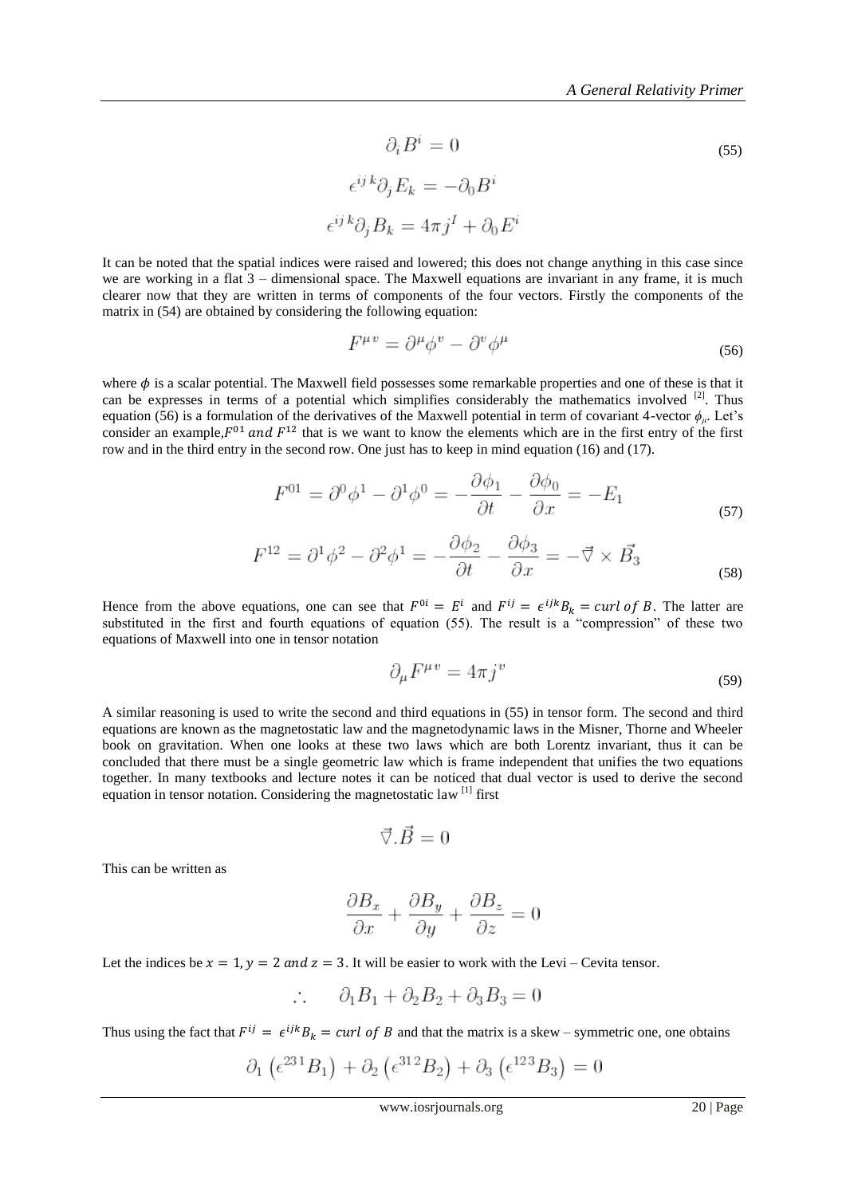$$\partial_i B^i = 0 \tag{55}$$

$$\epsilon^{ijk}\partial_j E_k = -\partial_0 B^i$$

$$\epsilon^{ijk}\partial_j B_k = 4\pi j^I + \partial_0 E^i$$

It can be noted that the spatial indices were raised and lowered; this does not change anything in this case since we are working in a flat 3 – dimensional space. The Maxwell equations are invariant in any frame, it is much clearer now that they are written in terms of components of the four vectors. Firstly the components of the matrix in (54) are obtained by considering the following equation:

$$F^{\mu v} = \partial^\mu \phi^v - \partial^v \phi^\mu \tag{56}$$

where $\phi$ is a scalar potential. The Maxwell field possesses some remarkable properties and one of these is that it can be expresses in terms of a potential which simplifies considerably the mathematics involved [2]. Thus equation (56) is a formulation of the derivatives of the Maxwell potential in term of covariant 4-vector $\phi_\mu$. Let's consider an example, $F^{01}$ *and* $F^{12}$ that is we want to know the elements which are in the first entry of the first row and in the third entry in the second row. One just has to keep in mind equation (16) and (17).

$$F^{01} = \partial^0 \phi^1 - \partial^1 \phi^0 = -\frac{\partial \phi_1}{\partial t} - \frac{\partial \phi_0}{\partial x} = -E_1 \tag{57}$$

$$F^{12} = \partial^1 \phi^2 - \partial^2 \phi^1 = -\frac{\partial \phi_2}{\partial t} - \frac{\partial \phi_3}{\partial x} = -\vec{\nabla} \times \vec{B_3} \tag{58}$$

Hence from the above equations, one can see that $F^{0i} = E^i$ and $F^{ij} = \epsilon^{ijk} B_k = curl\ of\ B$. The latter are substituted in the first and fourth equations of equation (55). The result is a "compression" of these two equations of Maxwell into one in tensor notation

$$\partial_\mu F^{\mu v} = 4\pi j^v \tag{59}$$

A similar reasoning is used to write the second and third equations in (55) in tensor form. The second and third equations are known as the magnetostatic law and the magnetodynamic laws in the Misner, Thorne and Wheeler book on gravitation. When one looks at these two laws which are both Lorentz invariant, thus it can be concluded that there must be a single geometric law which is frame independent that unifies the two equations together. In many textbooks and lecture notes it can be noticed that dual vector is used to derive the second equation in tensor notation. Considering the magnetostatic law [1] first

$$\vec{\nabla}.\vec{B} = 0$$

This can be written as

$$\frac{\partial B_x}{\partial x} + \frac{\partial B_y}{\partial y} + \frac{\partial B_z}{\partial z} = 0$$

Let the indices be $x = 1, y = 2$ *and* $z = 3$. It will be easier to work with the Levi – Cevita tensor.

$$\therefore \quad \partial_1 B_1 + \partial_2 B_2 + \partial_3 B_3 = 0$$

Thus using the fact that $F^{ij} = \epsilon^{ijk} B_k = curl\ of\ B$ and that the matrix is a skew – symmetric one, one obtains

$$\partial_1 \left(\epsilon^{231} B_1\right) + \partial_2 \left(\epsilon^{312} B_2\right) + \partial_3 \left(\epsilon^{123} B_3\right) = 0$$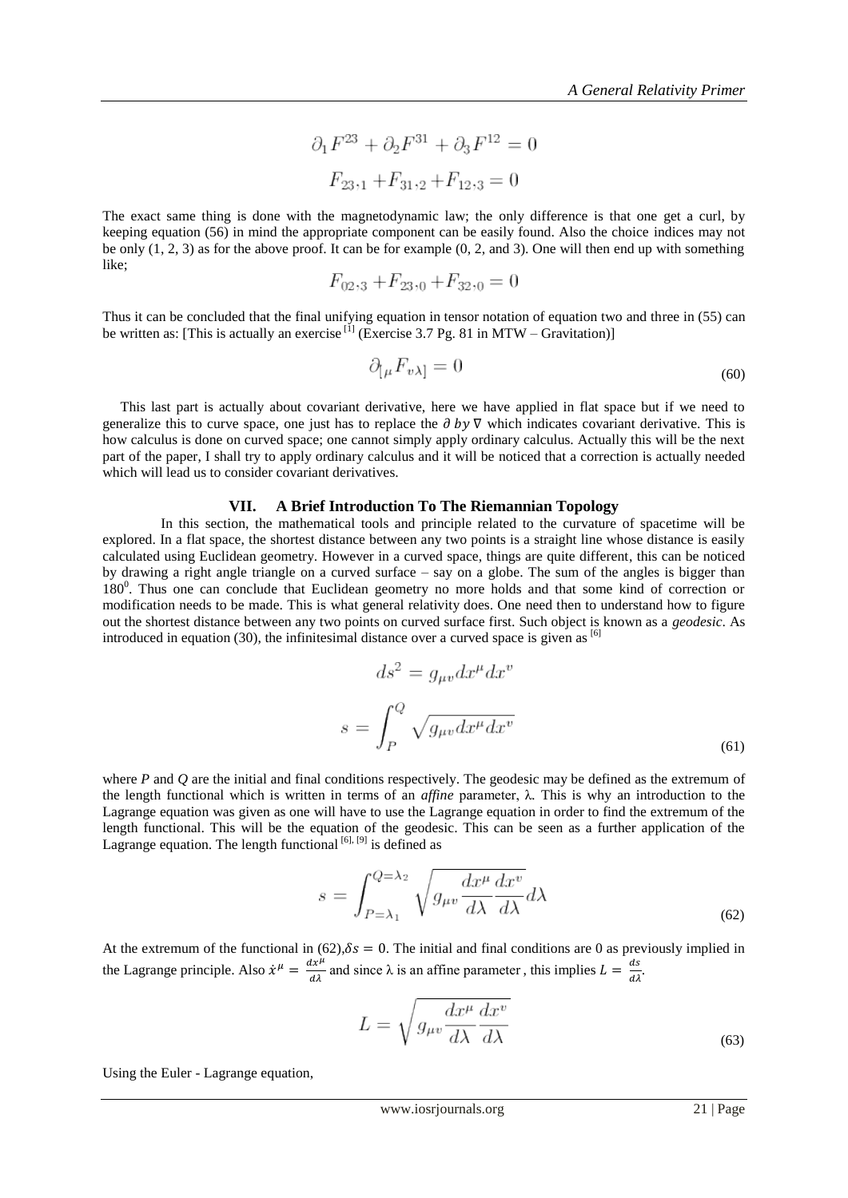$$\partial_1 F^{23} + \partial_2 F^{31} + \partial_3 F^{12} = 0$$

$$F_{23},_1 + F_{31},_2 + F_{12},_3 = 0$$

The exact same thing is done with the magnetodynamic law; the only difference is that one get a curl, by keeping equation (56) in mind the appropriate component can be easily found. Also the choice indices may not be only (1, 2, 3) as for the above proof. It can be for example (0, 2, and 3). One will then end up with something like;

$$F_{02},_3 + F_{23},_0 + F_{32},_0 = 0$$

Thus it can be concluded that the final unifying equation in tensor notation of equation two and three in (55) can be written as: [This is actually an exercise [1] (Exercise 3.7 Pg. 81 in MTW – Gravitation)]

$$\partial_{[\mu} F_{v\lambda]} = 0 \tag{60}$$

This last part is actually about covariant derivative, here we have applied in flat space but if we need to generalize this to curve space, one just has to replace the $\partial$ $by$ $\nabla$ which indicates covariant derivative. This is how calculus is done on curved space; one cannot simply apply ordinary calculus. Actually this will be the next part of the paper, I shall try to apply ordinary calculus and it will be noticed that a correction is actually needed which will lead us to consider covariant derivatives.

## VII. A Brief Introduction To The Riemannian Topology

In this section, the mathematical tools and principle related to the curvature of spacetime will be explored. In a flat space, the shortest distance between any two points is a straight line whose distance is easily calculated using Euclidean geometry. However in a curved space, things are quite different, this can be noticed by drawing a right angle triangle on a curved surface – say on a globe. The sum of the angles is bigger than $180^0$. Thus one can conclude that Euclidean geometry no more holds and that some kind of correction or modification needs to be made. This is what general relativity does. One need then to understand how to figure out the shortest distance between any two points on curved surface first. Such object is known as a *geodesic*. As introduced in equation (30), the infinitesimal distance over a curved space is given as [6]

$$ds^2 = g_{\mu v} dx^\mu dx^v$$

$$s = \int_P^Q \sqrt{g_{\mu v} dx^\mu dx^v} \tag{61}$$

where *P* and *Q* are the initial and final conditions respectively. The geodesic may be defined as the extremum of the length functional which is written in terms of an *affine* parameter, λ. This is why an introduction to the Lagrange equation was given as one will have to use the Lagrange equation in order to find the extremum of the length functional. This will be the equation of the geodesic. This can be seen as a further application of the Lagrange equation. The length functional [6], [9] is defined as

$$s = \int_{P=\lambda_1}^{Q=\lambda_2} \sqrt{g_{\mu v} \frac{dx^\mu}{d\lambda} \frac{dx^v}{d\lambda}} d\lambda \tag{62}$$

At the extremum of the functional in (62), $\delta s = 0$. The initial and final conditions are 0 as previously implied in the Lagrange principle. Also $\dot{x}^\mu = \frac{dx^\mu}{d\lambda}$ and since λ is an affine parameter , this implies $L = \frac{ds}{d\lambda}$.

$$L = \sqrt{g_{\mu v} \frac{dx^\mu}{d\lambda} \frac{dx^v}{d\lambda}} \tag{63}$$

Using the Euler - Lagrange equation,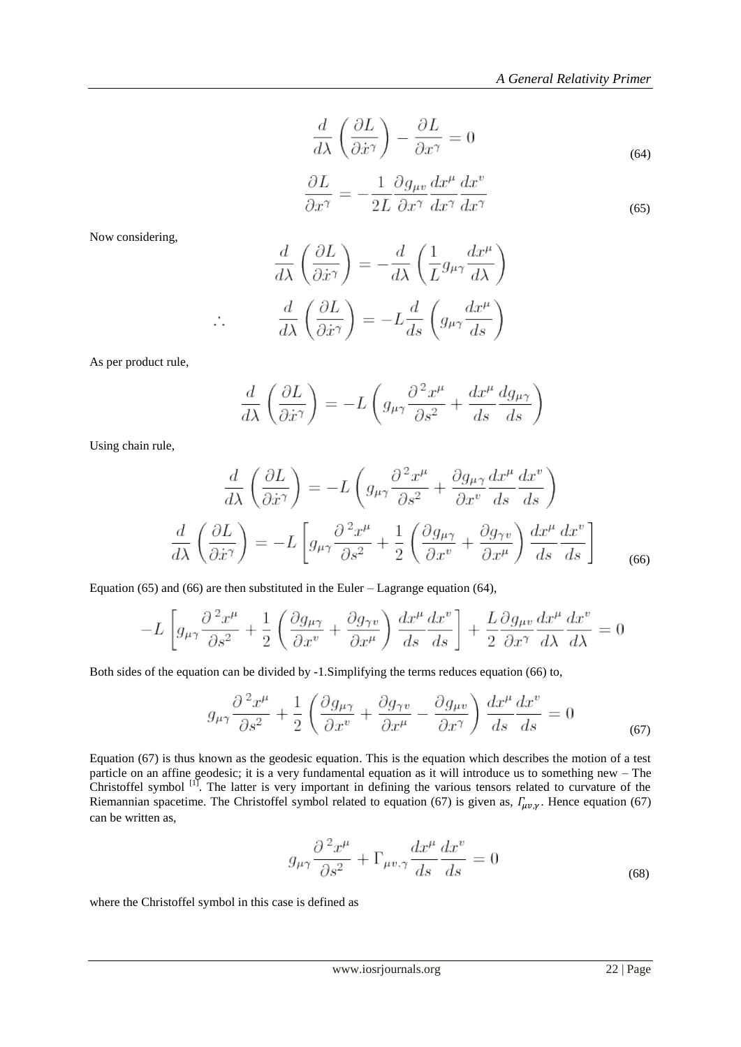$$\frac{d}{d\lambda}\left(\frac{\partial L}{\partial \dot{x}^{\gamma}}\right) - \frac{\partial L}{\partial x^{\gamma}} = 0 \tag{64}$$

$$\frac{\partial L}{\partial x^{\gamma}} = -\frac{1}{2L}\frac{\partial g_{\mu v}}{\partial x^{\gamma}}\frac{dx^{\mu}}{dx^{\gamma}}\frac{dx^{v}}{dx^{\gamma}} \tag{65}$$

Now considering,

$$\frac{d}{d\lambda}\left(\frac{\partial L}{\partial \dot{x}^{\gamma}}\right) = -\frac{d}{d\lambda}\left(\frac{1}{L}g_{\mu\gamma}\frac{dx^{\mu}}{d\lambda}\right)$$

$$\therefore \qquad \frac{d}{d\lambda}\left(\frac{\partial L}{\partial \dot{x}^{\gamma}}\right) = -L\frac{d}{ds}\left(g_{\mu\gamma}\frac{dx^{\mu}}{ds}\right)$$

As per product rule,

$$\frac{d}{d\lambda}\left(\frac{\partial L}{\partial \dot{x}^{\gamma}}\right) = -L\left(g_{\mu\gamma}\frac{\partial^{2}x^{\mu}}{\partial s^{2}} + \frac{dx^{\mu}}{ds}\frac{dg_{\mu\gamma}}{ds}\right)$$

Using chain rule,

$$\frac{d}{d\lambda}\left(\frac{\partial L}{\partial \dot{x}^{\gamma}}\right) = -L\left(g_{\mu\gamma}\frac{\partial^{2}x^{\mu}}{\partial s^{2}} + \frac{\partial g_{\mu\gamma}}{\partial x^{v}}\frac{dx^{\mu}}{ds}\frac{dx^{v}}{ds}\right)$$

$$\frac{d}{d\lambda}\left(\frac{\partial L}{\partial \dot{x}^{\gamma}}\right) = -L\left[g_{\mu\gamma}\frac{\partial^{2}x^{\mu}}{\partial s^{2}} + \frac{1}{2}\left(\frac{\partial g_{\mu\gamma}}{\partial x^{v}} + \frac{\partial g_{\gamma v}}{\partial x^{\mu}}\right)\frac{dx^{\mu}}{ds}\frac{dx^{v}}{ds}\right] \tag{66}$$

Equation (65) and (66) are then substituted in the Euler – Lagrange equation (64),

$$-L\left[g_{\mu\gamma}\frac{\partial^{2}x^{\mu}}{\partial s^{2}} + \frac{1}{2}\left(\frac{\partial g_{\mu\gamma}}{\partial x^{v}} + \frac{\partial g_{\gamma v}}{\partial x^{\mu}}\right)\frac{dx^{\mu}}{ds}\frac{dx^{v}}{ds}\right] + \frac{L}{2}\frac{\partial g_{\mu v}}{\partial x^{\gamma}}\frac{dx^{\mu}}{d\lambda}\frac{dx^{v}}{d\lambda} = 0$$

Both sides of the equation can be divided by -1.Simplifying the terms reduces equation (66) to,

$$g_{\mu\gamma}\frac{\partial^{2}x^{\mu}}{\partial s^{2}} + \frac{1}{2}\left(\frac{\partial g_{\mu\gamma}}{\partial x^{v}} + \frac{\partial g_{\gamma v}}{\partial x^{\mu}} - \frac{\partial g_{\mu v}}{\partial x^{\gamma}}\right)\frac{dx^{\mu}}{ds}\frac{dx^{v}}{ds} = 0 \tag{67}$$

Equation (67) is thus known as the geodesic equation. This is the equation which describes the motion of a test particle on an affine geodesic; it is a very fundamental equation as it will introduce us to something new – The Christoffel symbol [1]. The latter is very important in defining the various tensors related to curvature of the Riemannian spacetime. The Christoffel symbol related to equation (67) is given as, $\Gamma_{\mu v,\gamma}$. Hence equation (67) can be written as,

$$g_{\mu\gamma}\frac{\partial^{2}x^{\mu}}{\partial s^{2}} + \Gamma_{\mu v,\gamma}\frac{dx^{\mu}}{ds}\frac{dx^{v}}{ds} = 0 \tag{68}$$

where the Christoffel symbol in this case is defined as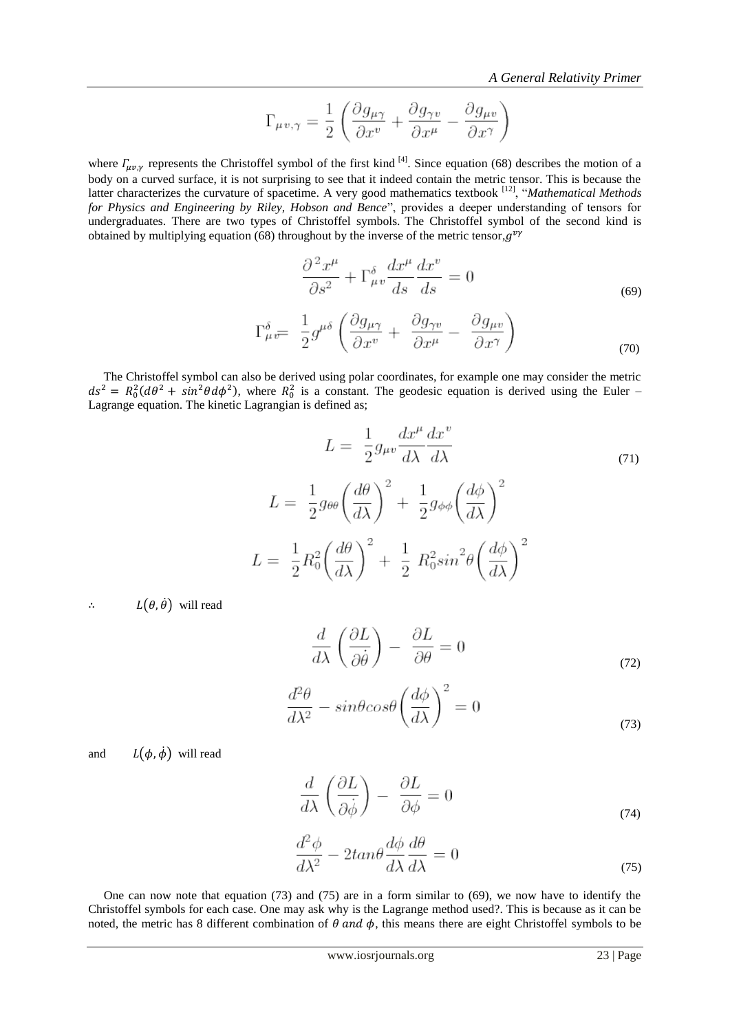$$\Gamma_{\mu v,\gamma} = \frac{1}{2}\left(\frac{\partial g_{\mu\gamma}}{\partial x^{v}} + \frac{\partial g_{\gamma v}}{\partial x^{\mu}} - \frac{\partial g_{\mu v}}{\partial x^{\gamma}}\right)$$

where $\Gamma_{\mu v,\gamma}$ represents the Christoffel symbol of the first kind [4]. Since equation (68) describes the motion of a body on a curved surface, it is not surprising to see that it indeed contain the metric tensor. This is because the latter characterizes the curvature of spacetime. A very good mathematics textbook [12], "*Mathematical Methods for Physics and Engineering by Riley, Hobson and Bence*", provides a deeper understanding of tensors for undergraduates. There are two types of Christoffel symbols. The Christoffel symbol of the second kind is obtained by multiplying equation (68) throughout by the inverse of the metric tensor, $g^{v\gamma}$

$$\frac{\partial^2 x^{\mu}}{\partial s^2} + \Gamma^{\delta}_{\mu v}\frac{dx^{\mu}}{ds}\frac{dx^{v}}{ds} = 0 \tag{69}$$

$$\Gamma^{\delta}_{\mu v} = \frac{1}{2}g^{\mu\delta}\left(\frac{\partial g_{\mu\gamma}}{\partial x^{v}} + \frac{\partial g_{\gamma v}}{\partial x^{\mu}} - \frac{\partial g_{\mu v}}{\partial x^{\gamma}}\right) \tag{70}$$

The Christoffel symbol can also be derived using polar coordinates, for example one may consider the metric $ds^2 = R_0^2(d\theta^2 + sin^2\theta d\phi^2)$, where $R_0^2$ is a constant. The geodesic equation is derived using the Euler – Lagrange equation. The kinetic Lagrangian is defined as;

$$L = \frac{1}{2}g_{\mu v}\frac{dx^{\mu}}{d\lambda}\frac{dx^{v}}{d\lambda} \tag{71}$$

$$L = \frac{1}{2}g_{\theta\theta}\left(\frac{d\theta}{d\lambda}\right)^2 + \frac{1}{2}g_{\phi\phi}\left(\frac{d\phi}{d\lambda}\right)^2$$

$$L = \frac{1}{2}R_0^2\left(\frac{d\theta}{d\lambda}\right)^2 + \frac{1}{2}R_0^2 sin^2\theta\left(\frac{d\phi}{d\lambda}\right)^2$$

∴ $L(\theta, \dot{\theta})$ will read

$$\frac{d}{d\lambda}\left(\frac{\partial L}{\partial\dot{\theta}}\right) - \frac{\partial L}{\partial\theta} = 0 \tag{72}$$

$$\frac{d^2\theta}{d\lambda^2} - sin\theta cos\theta\left(\frac{d\phi}{d\lambda}\right)^2 = 0 \tag{73}$$

and $L(\phi, \dot{\phi})$ will read

$$\frac{d}{d\lambda}\left(\frac{\partial L}{\partial\dot{\phi}}\right) - \frac{\partial L}{\partial\phi} = 0 \tag{74}$$

$$\frac{d^2\phi}{d\lambda^2} - 2tan\theta\frac{d\phi}{d\lambda}\frac{d\theta}{d\lambda} = 0 \tag{75}$$

One can now note that equation (73) and (75) are in a form similar to (69), we now have to identify the Christoffel symbols for each case. One may ask why is the Lagrange method used?. This is because as it can be noted, the metric has 8 different combination of $\theta$ *and* $\phi$, this means there are eight Christoffel symbols to be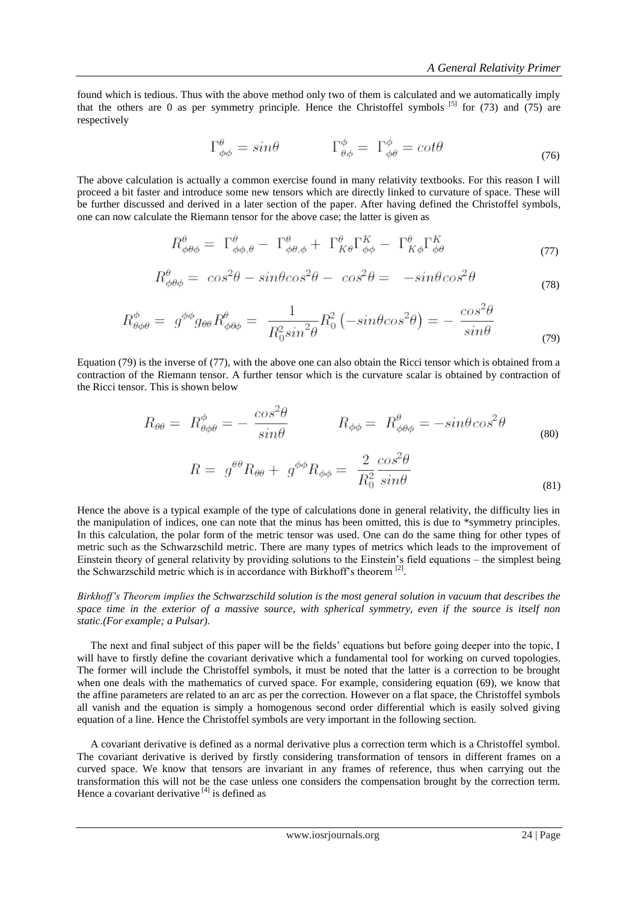found which is tedious. Thus with the above method only two of them is calculated and we automatically imply that the others are 0 as per symmetry principle. Hence the Christoffel symbols [5] for (73) and (75) are respectively

$$\Gamma^{\theta}_{\phi\phi} = sin\theta \qquad\qquad \Gamma^{\phi}_{\theta\phi} = \Gamma^{\phi}_{\phi\theta} = cot\theta \tag{76}$$

The above calculation is actually a common exercise found in many relativity textbooks. For this reason I will proceed a bit faster and introduce some new tensors which are directly linked to curvature of space. These will be further discussed and derived in a later section of the paper. After having defined the Christoffel symbols, one can now calculate the Riemann tensor for the above case; the latter is given as

$$R^{\theta}_{\phi\theta\phi} = \Gamma^{\theta}_{\phi\phi,\theta} - \Gamma^{\theta}_{\phi\theta,\phi} + \Gamma^{\theta}_{K\theta}\Gamma^{K}_{\phi\phi} - \Gamma^{\theta}_{K\phi}\Gamma^{K}_{\phi\theta} \tag{77}$$

$$R^{\theta}_{\phi\theta\phi} = cos^2\theta - sin\theta cos^2\theta - cos^2\theta = -sin\theta cos^2\theta \tag{78}$$

$$R^{\phi}_{\theta\phi\theta} = g^{\phi\phi}g_{\theta\theta}R^{\theta}_{\phi\theta\phi} = \frac{1}{R_0^2 sin^2\theta}R_0^2\left(-sin\theta cos^2\theta\right) = -\frac{cos^2\theta}{sin\theta} \tag{79}$$

Equation (79) is the inverse of (77), with the above one can also obtain the Ricci tensor which is obtained from a contraction of the Riemann tensor. A further tensor which is the curvature scalar is obtained by contraction of the Ricci tensor. This is shown below

$$R_{\theta\theta} = R^{\phi}_{\theta\phi\theta} = -\frac{cos^2\theta}{sin\theta} \qquad\qquad R_{\phi\phi} = R^{\theta}_{\phi\theta\phi} = -sin\theta cos^2\theta \tag{80}$$

$$R = g^{\theta\theta}R_{\theta\theta} + g^{\phi\phi}R_{\phi\phi} = \frac{2}{R_0^2}\frac{cos^2\theta}{sin\theta} \tag{81}$$

Hence the above is a typical example of the type of calculations done in general relativity, the difficulty lies in the manipulation of indices, one can note that the minus has been omitted, this is due to *symmetry principles. In this calculation, the polar form of the metric tensor was used. One can do the same thing for other types of metric such as the Schwarzschild metric. There are many types of metrics which leads to the improvement of Einstein theory of general relativity by providing solutions to the Einstein's field equations – the simplest being the Schwarzschild metric which is in accordance with Birkhoff's theorem [2].

*Birkhoff's Theorem implies the Schwarzschild solution is the most general solution in vacuum that describes the space time in the exterior of a massive source, with spherical symmetry, even if the source is itself non static.(For example; a Pulsar).*

The next and final subject of this paper will be the fields' equations but before going deeper into the topic, I will have to firstly define the covariant derivative which a fundamental tool for working on curved topologies. The former will include the Christoffel symbols, it must be noted that the latter is a correction to be brought when one deals with the mathematics of curved space. For example, considering equation (69), we know that the affine parameters are related to an arc as per the correction. However on a flat space, the Christoffel symbols all vanish and the equation is simply a homogenous second order differential which is easily solved giving equation of a line. Hence the Christoffel symbols are very important in the following section.

A covariant derivative is defined as a normal derivative plus a correction term which is a Christoffel symbol. The covariant derivative is derived by firstly considering transformation of tensors in different frames on a curved space. We know that tensors are invariant in any frames of reference, thus when carrying out the transformation this will not be the case unless one considers the compensation brought by the correction term. Hence a covariant derivative [4] is defined as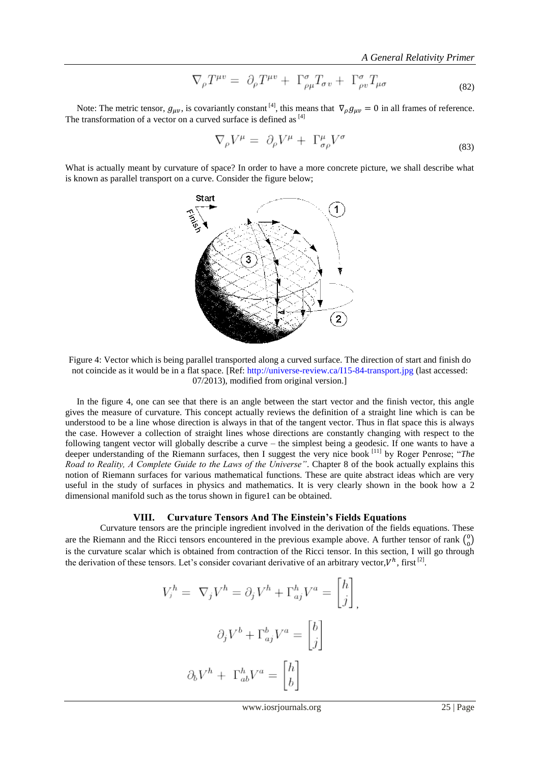$$\nabla_\rho T^{\mu v} = \partial_\rho T^{\mu v} + \Gamma^\sigma_{\rho\mu} T_{\sigma v} + \Gamma^\sigma_{\rho v} T_{\mu\sigma} \tag{82}$$

Note: The metric tensor, $g_{\mu v}$, is covariantly constant [4], this means that $\nabla_\rho g_{\mu v} = 0$ in all frames of reference. The transformation of a vector on a curved surface is defined as [4]

$$\nabla_\rho V^\mu = \partial_\rho V^\mu + \Gamma^\mu_{\sigma\rho} V^\sigma \tag{83}$$

What is actually meant by curvature of space? In order to have a more concrete picture, we shall describe what is known as parallel transport on a curve. Consider the figure below;

Figure 4: Vector which is being parallel transported along a curved surface. The direction of start and finish do not coincide as it would be in a flat space. [Ref: http://universe-review.ca/I15-84-transport.jpg (last accessed: 07/2013), modified from original version.]

In the figure 4, one can see that there is an angle between the start vector and the finish vector, this angle gives the measure of curvature. This concept actually reviews the definition of a straight line which is can be understood to be a line whose direction is always in that of the tangent vector. Thus in flat space this is always the case. However a collection of straight lines whose directions are constantly changing with respect to the following tangent vector will globally describe a curve – the simplest being a geodesic. If one wants to have a deeper understanding of the Riemann surfaces, then I suggest the very nice book [11] by Roger Penrose; "*The Road to Reality, A Complete Guide to the Laws of the Universe*". Chapter 8 of the book actually explains this notion of Riemann surfaces for various mathematical functions. These are quite abstract ideas which are very useful in the study of surfaces in physics and mathematics. It is very clearly shown in the book how a 2 dimensional manifold such as the torus shown in figure1 can be obtained.

## VIII. Curvature Tensors And The Einstein's Fields Equations

Curvature tensors are the principle ingredient involved in the derivation of the fields equations. These are the Riemann and the Ricci tensors encountered in the previous example above. A further tensor of rank $\binom{0}{0}$ is the curvature scalar which is obtained from contraction of the Ricci tensor. In this section, I will go through the derivation of these tensors. Let's consider covariant derivative of an arbitrary vector, $V^h$, first [2].

$$V^h_j = \nabla_j V^h = \partial_j V^h + \Gamma^h_{aj} V^a = \begin{bmatrix} h \\ j \end{bmatrix},$$

$$\partial_j V^b + \Gamma^b_{aj} V^a = \begin{bmatrix} b \\ j \end{bmatrix}$$

$$\partial_b V^h + \Gamma^h_{ab} V^a = \begin{bmatrix} h \\ b \end{bmatrix}$$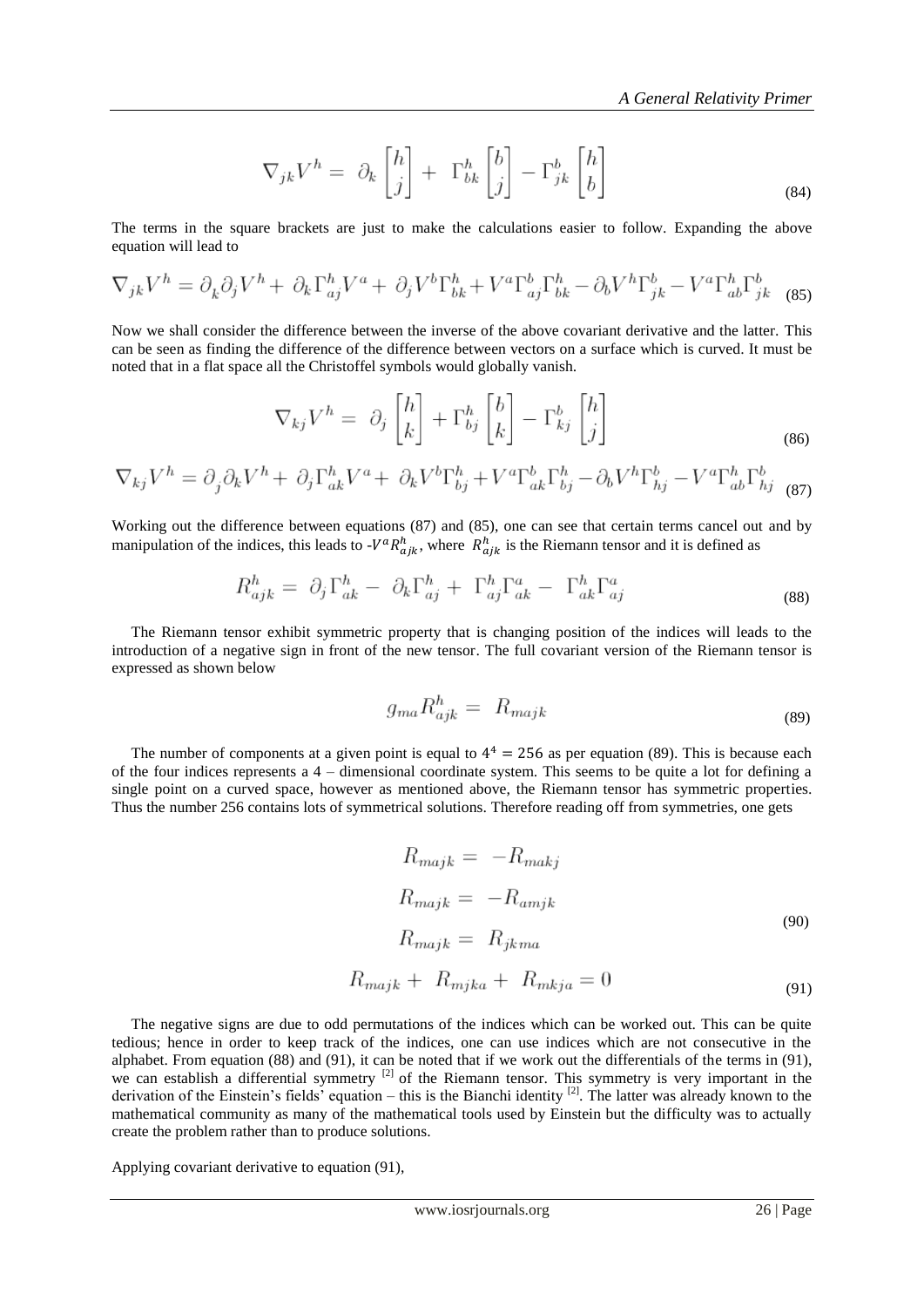$$\nabla_{jk} V^h = \partial_k \begin{bmatrix} h \\ j \end{bmatrix} + \Gamma^h_{bk} \begin{bmatrix} b \\ j \end{bmatrix} - \Gamma^b_{jk} \begin{bmatrix} h \\ b \end{bmatrix} \tag{84}$$

The terms in the square brackets are just to make the calculations easier to follow. Expanding the above equation will lead to

$$\nabla_{jk} V^h = \partial_k \partial_j V^h + \partial_k \Gamma^h_{aj} V^a + \partial_j V^b \Gamma^h_{bk} + V^a \Gamma^b_{aj} \Gamma^h_{bk} - \partial_b V^h \Gamma^b_{jk} - V^a \Gamma^h_{ab} \Gamma^b_{jk} \tag{85}$$

Now we shall consider the difference between the inverse of the above covariant derivative and the latter. This can be seen as finding the difference of the difference between vectors on a surface which is curved. It must be noted that in a flat space all the Christoffel symbols would globally vanish.

$$\nabla_{kj} V^h = \partial_j \begin{bmatrix} h \\ k \end{bmatrix} + \Gamma^h_{bj} \begin{bmatrix} b \\ k \end{bmatrix} - \Gamma^b_{kj} \begin{bmatrix} h \\ j \end{bmatrix} \tag{86}$$

$$\nabla_{kj} V^h = \partial_j \partial_k V^h + \partial_j \Gamma^h_{ak} V^a + \partial_k V^b \Gamma^h_{bj} + V^a \Gamma^b_{ak} \Gamma^h_{bj} - \partial_b V^h \Gamma^b_{hj} - V^a \Gamma^h_{ab} \Gamma^b_{hj} \tag{87}$$

Working out the difference between equations (87) and (85), one can see that certain terms cancel out and by manipulation of the indices, this leads to $-V^a R^h_{ajk}$, where $R^h_{ajk}$ is the Riemann tensor and it is defined as

$$R^h_{ajk} = \partial_j \Gamma^h_{ak} - \partial_k \Gamma^h_{aj} + \Gamma^h_{aj} \Gamma^a_{ak} - \Gamma^h_{ak} \Gamma^a_{aj} \tag{88}$$

The Riemann tensor exhibit symmetric property that is changing position of the indices will leads to the introduction of a negative sign in front of the new tensor. The full covariant version of the Riemann tensor is expressed as shown below

$$g_{ma} R^h_{ajk} = R_{majk} \tag{89}$$

The number of components at a given point is equal to $4^4 = 256$ as per equation (89). This is because each of the four indices represents a 4 – dimensional coordinate system. This seems to be quite a lot for defining a single point on a curved space, however as mentioned above, the Riemann tensor has symmetric properties. Thus the number 256 contains lots of symmetrical solutions. Therefore reading off from symmetries, one gets

$$\begin{aligned} R_{majk} &= -R_{makj} \\ R_{majk} &= -R_{amjk} \\ R_{majk} &= R_{jkma} \end{aligned} \tag{90}$$

$$R_{majk} + R_{mjka} + R_{mkja} = 0 \tag{91}$$

The negative signs are due to odd permutations of the indices which can be worked out. This can be quite tedious; hence in order to keep track of the indices, one can use indices which are not consecutive in the alphabet. From equation (88) and (91), it can be noted that if we work out the differentials of the terms in (91), we can establish a differential symmetry [2] of the Riemann tensor. This symmetry is very important in the derivation of the Einstein's fields' equation – this is the Bianchi identity [2]. The latter was already known to the mathematical community as many of the mathematical tools used by Einstein but the difficulty was to actually create the problem rather than to produce solutions.

Applying covariant derivative to equation (91),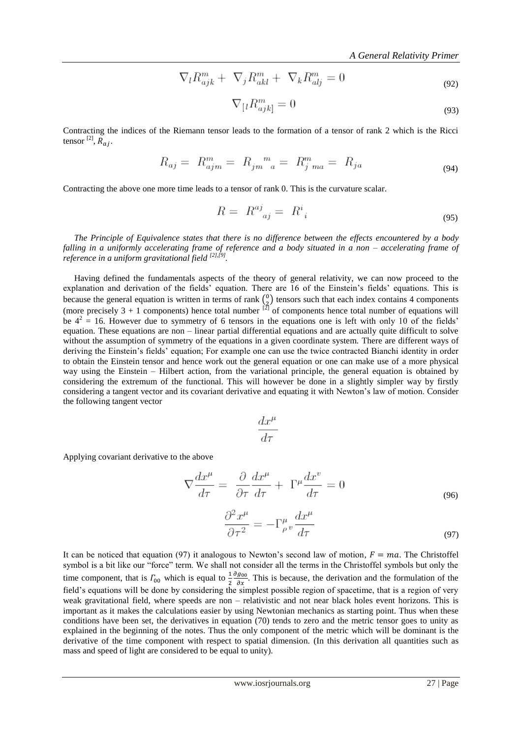$$\nabla_l R^m_{ajk} + \nabla_j R^m_{akl} + \nabla_k R^m_{alj} = 0 \tag{92}$$

$$\nabla_{[l} R^m_{ajk]} = 0 \tag{93}$$

Contracting the indices of the Riemann tensor leads to the formation of a tensor of rank 2 which is the Ricci tensor [2], $R_{aj}$.

$$R_{aj} = R^m_{ajm} = R_{jm}{}^m{}_a = R^m_{j\ ma} = R_{ja} \tag{94}$$

Contracting the above one more time leads to a tensor of rank 0. This is the curvature scalar.

$$R = R^{aj}{}_{aj} = R^i{}_i \tag{95}$$

*The Principle of Equivalence states that there is no difference between the effects encountered by a body falling in a uniformly accelerating frame of reference and a body situated in a non – accelerating frame of reference in a uniform gravitational field [2],[9].*

Having defined the fundamentals aspects of the theory of general relativity, we can now proceed to the explanation and derivation of the fields' equation. There are 16 of the Einstein's fields' equations. This is because the general equation is written in terms of rank $\binom{0}{2}$ tensors such that each index contains 4 components (more precisely 3 + 1 components) hence total number [2] of components hence total number of equations will be $4^2 = 16$. However due to symmetry of 6 tensors in the equations one is left with only 10 of the fields' equation. These equations are non – linear partial differential equations and are actually quite difficult to solve without the assumption of symmetry of the equations in a given coordinate system. There are different ways of deriving the Einstein's fields' equation; For example one can use the twice contracted Bianchi identity in order to obtain the Einstein tensor and hence work out the general equation or one can make use of a more physical way using the Einstein – Hilbert action, from the variational principle, the general equation is obtained by considering the extremum of the functional. This will however be done in a slightly simpler way by firstly considering a tangent vector and its covariant derivative and equating it with Newton's law of motion. Consider the following tangent vector

$$\frac{dx^\mu}{d\tau}$$

Applying covariant derivative to the above

$$\nabla \frac{dx^\mu}{d\tau} = \frac{\partial}{\partial \tau}\frac{dx^\mu}{d\tau} + \Gamma^\mu \frac{dx^v}{d\tau} = 0 \tag{96}$$

$$\frac{\partial^2 x^\mu}{\partial \tau^2} = -\Gamma^\mu_{\rho v}\frac{dx^\mu}{d\tau} \tag{97}$$

It can be noticed that equation (97) it analogous to Newton's second law of motion, $F = ma$. The Christoffel symbol is a bit like our "force" term. We shall not consider all the terms in the Christoffel symbols but only the time component, that is $\Gamma_{00}$ which is equal to $\frac{1}{2}\frac{\partial g_{00}}{\partial x}$. This is because, the derivation and the formulation of the field's equations will be done by considering the simplest possible region of spacetime, that is a region of very weak gravitational field, where speeds are non – relativistic and not near black holes event horizons. This is important as it makes the calculations easier by using Newtonian mechanics as starting point. Thus when these conditions have been set, the derivatives in equation (70) tends to zero and the metric tensor goes to unity as explained in the beginning of the notes. Thus the only component of the metric which will be dominant is the derivative of the time component with respect to spatial dimension. (In this derivation all quantities such as mass and speed of light are considered to be equal to unity).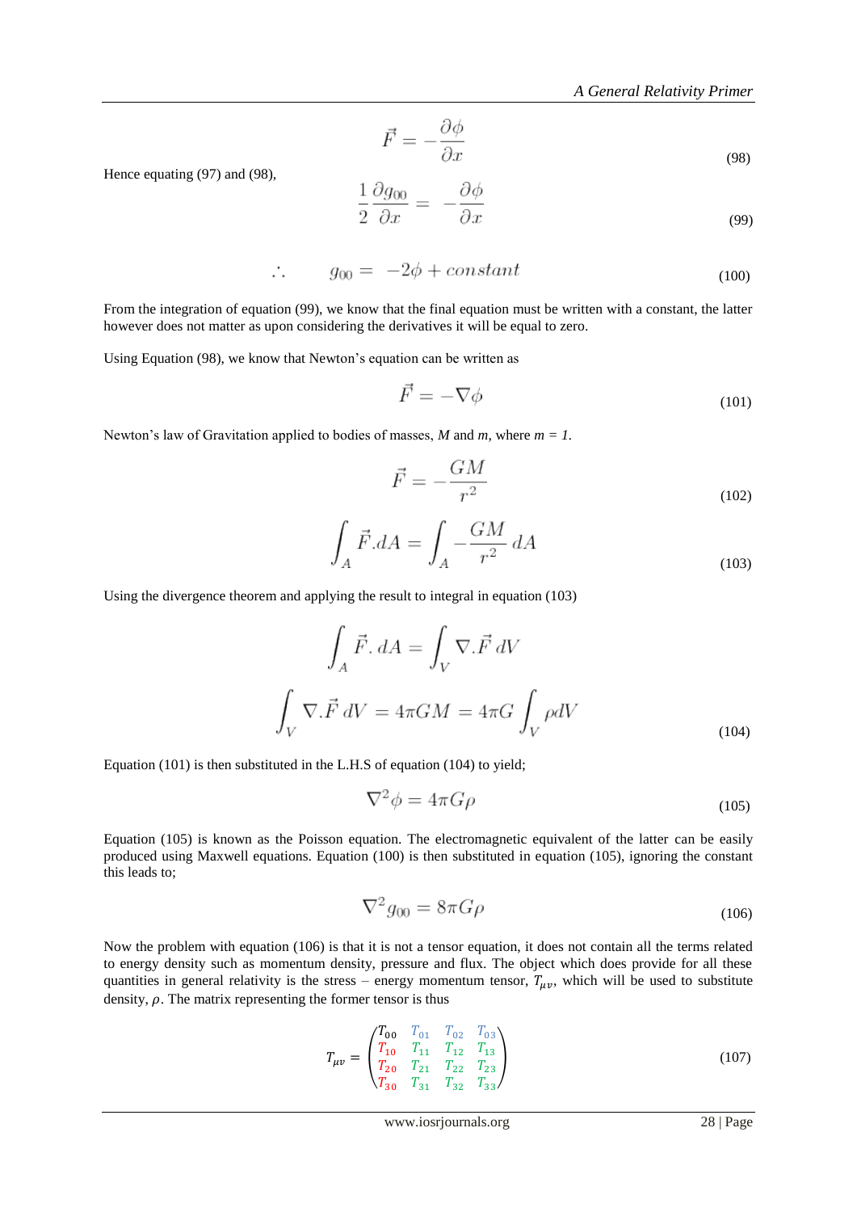$$\vec{F} = -\frac{\partial \phi}{\partial x} \tag{98}$$

Hence equating (97) and (98),

$$\frac{1}{2}\frac{\partial g_{00}}{\partial x} = -\frac{\partial \phi}{\partial x} \tag{99}$$

$$\therefore \quad g_{00} = -2\phi + constant \tag{100}$$

From the integration of equation (99), we know that the final equation must be written with a constant, the latter however does not matter as upon considering the derivatives it will be equal to zero.

Using Equation (98), we know that Newton's equation can be written as

$$\vec{F} = -\nabla \phi \tag{101}$$

Newton's law of Gravitation applied to bodies of masses, $M$ and $m$, where $m = 1$.

$$\vec{F} = -\frac{GM}{r^2} \tag{102}$$

$$\int_A \vec{F}.dA = \int_A -\frac{GM}{r^2}\,dA \tag{103}$$

Using the divergence theorem and applying the result to integral in equation (103)

$$\int_A \vec{F}.\,dA = \int_V \nabla.\vec{F}\,dV$$

$$\int_V \nabla.\vec{F}\,dV = 4\pi GM = 4\pi G\int_V \rho dV \tag{104}$$

Equation (101) is then substituted in the L.H.S of equation (104) to yield;

$$\nabla^2 \phi = 4\pi G\rho \tag{105}$$

Equation (105) is known as the Poisson equation. The electromagnetic equivalent of the latter can be easily produced using Maxwell equations. Equation (100) is then substituted in equation (105), ignoring the constant this leads to;

$$\nabla^2 g_{00} = 8\pi G\rho \tag{106}$$

Now the problem with equation (106) is that it is not a tensor equation, it does not contain all the terms related to energy density such as momentum density, pressure and flux. The object which does provide for all these quantities in general relativity is the stress – energy momentum tensor, $T_{\mu\nu}$, which will be used to substitute density, $\rho$. The matrix representing the former tensor is thus

$$T_{\mu\nu} = \begin{pmatrix} T_{00} & T_{01} & T_{02} & T_{03} \\ T_{10} & T_{11} & T_{12} & T_{13} \\ T_{20} & T_{21} & T_{22} & T_{23} \\ T_{30} & T_{31} & T_{32} & T_{33} \end{pmatrix} \tag{107}$$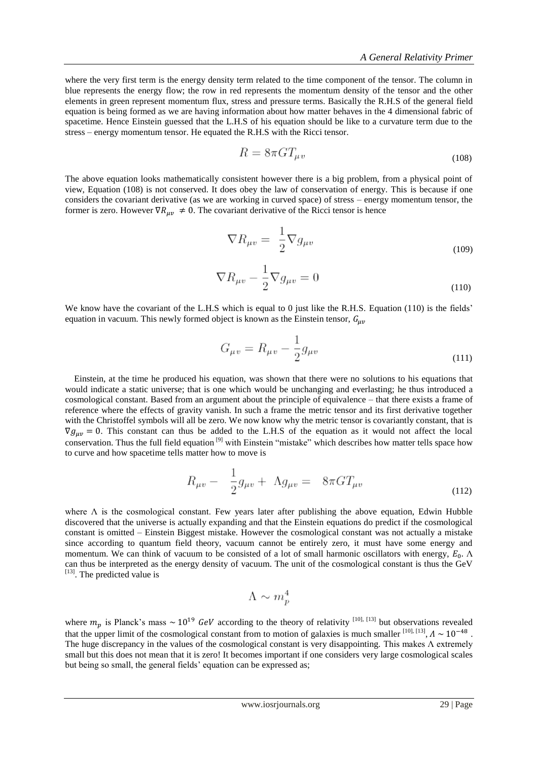where the very first term is the energy density term related to the time component of the tensor. The column in blue represents the energy flow; the row in red represents the momentum density of the tensor and the other elements in green represent momentum flux, stress and pressure terms. Basically the R.H.S of the general field equation is being formed as we are having information about how matter behaves in the 4 dimensional fabric of spacetime. Hence Einstein guessed that the L.H.S of his equation should be like to a curvature term due to the stress – energy momentum tensor. He equated the R.H.S with the Ricci tensor.

$$R = 8\pi G T_{\mu v} \tag{108}$$

The above equation looks mathematically consistent however there is a big problem, from a physical point of view, Equation (108) is not conserved. It does obey the law of conservation of energy. This is because if one considers the covariant derivative (as we are working in curved space) of stress – energy momentum tensor, the former is zero. However $\nabla R_{\mu v} \neq 0$. The covariant derivative of the Ricci tensor is hence

$$\nabla R_{\mu v} = \frac{1}{2} \nabla g_{\mu v} \tag{109}$$

$$\nabla R_{\mu v} - \frac{1}{2} \nabla g_{\mu v} = 0 \tag{110}$$

We know have the covariant of the L.H.S which is equal to 0 just like the R.H.S. Equation (110) is the fields' equation in vacuum. This newly formed object is known as the Einstein tensor, $G_{\mu v}$

$$G_{\mu v} = R_{\mu v} - \frac{1}{2} g_{\mu v} \tag{111}$$

Einstein, at the time he produced his equation, was shown that there were no solutions to his equations that would indicate a static universe; that is one which would be unchanging and everlasting; he thus introduced a cosmological constant. Based from an argument about the principle of equivalence – that there exists a frame of reference where the effects of gravity vanish. In such a frame the metric tensor and its first derivative together with the Christoffel symbols will all be zero. We now know why the metric tensor is covariantly constant, that is $\nabla g_{\mu v} = 0$. This constant can thus be added to the L.H.S of the equation as it would not affect the local conservation. Thus the full field equation [9] with Einstein "mistake" which describes how matter tells space how to curve and how spacetime tells matter how to move is

$$R_{\mu v} - \frac{1}{2} g_{\mu v} + \Lambda g_{\mu v} = 8\pi G T_{\mu v} \tag{112}$$

where $\Lambda$ is the cosmological constant. Few years later after publishing the above equation, Edwin Hubble discovered that the universe is actually expanding and that the Einstein equations do predict if the cosmological constant is omitted – Einstein Biggest mistake. However the cosmological constant was not actually a mistake since according to quantum field theory, vacuum cannot be entirely zero, it must have some energy and momentum. We can think of vacuum to be consisted of a lot of small harmonic oscillators with energy, $E_0$. $\Lambda$ can thus be interpreted as the energy density of vacuum. The unit of the cosmological constant is thus the GeV [13]. The predicted value is

$$\Lambda \sim m_p^4$$

where $m_p$ is Planck's mass $\sim 10^{19}$ $GeV$ according to the theory of relativity [10], [13] but observations revealed that the upper limit of the cosmological constant from to motion of galaxies is much smaller [10], [13], $\Lambda \sim 10^{-48}$ . The huge discrepancy in the values of the cosmological constant is very disappointing. This makes $\Lambda$ extremely small but this does not mean that it is zero! It becomes important if one considers very large cosmological scales but being so small, the general fields' equation can be expressed as;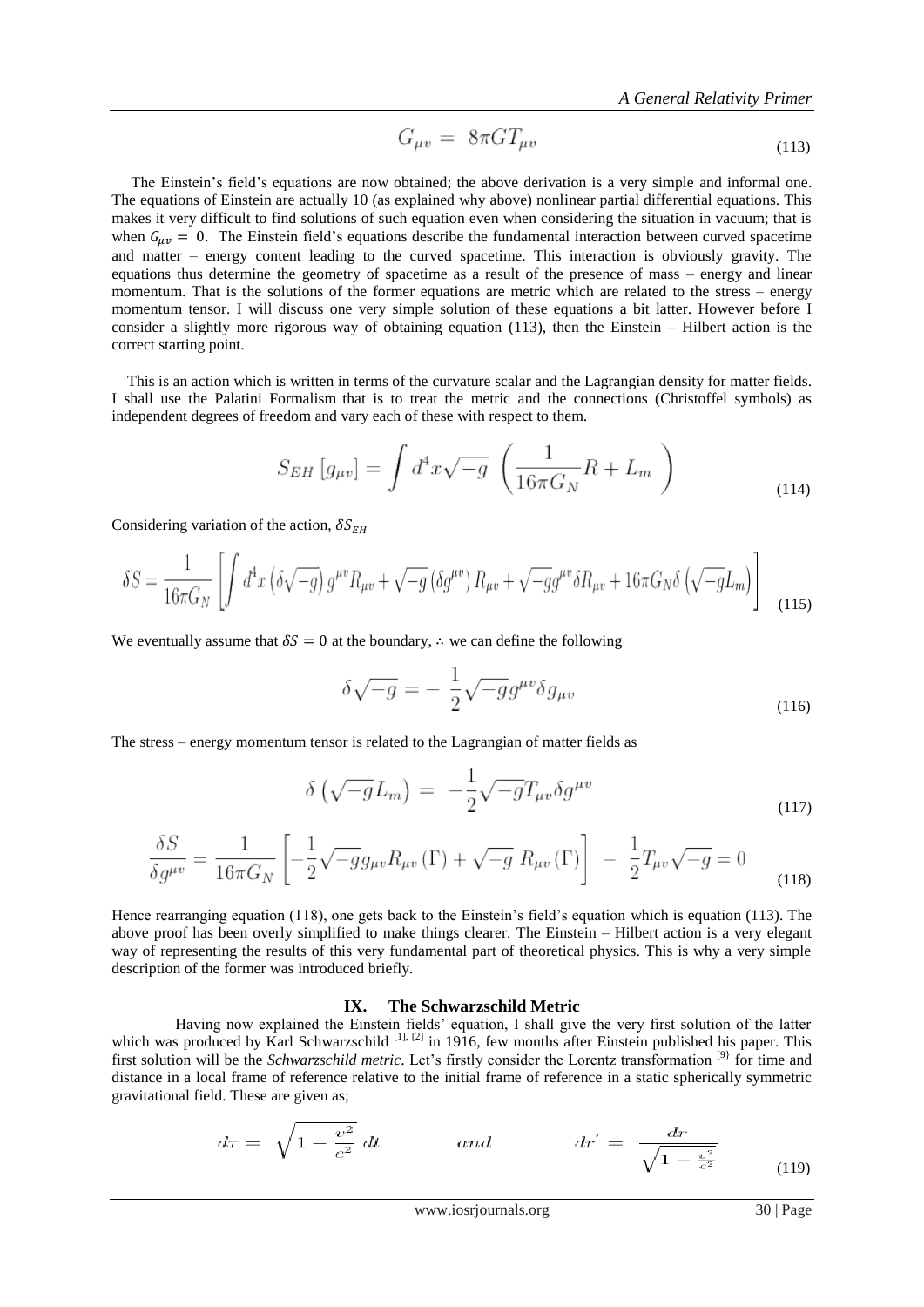$$G_{\mu v} = 8\pi G T_{\mu v} \tag{113}$$

The Einstein's field's equations are now obtained; the above derivation is a very simple and informal one. The equations of Einstein are actually 10 (as explained why above) nonlinear partial differential equations. This makes it very difficult to find solutions of such equation even when considering the situation in vacuum; that is when $G_{\mu v} = 0$. The Einstein field's equations describe the fundamental interaction between curved spacetime and matter – energy content leading to the curved spacetime. This interaction is obviously gravity. The equations thus determine the geometry of spacetime as a result of the presence of mass – energy and linear momentum. That is the solutions of the former equations are metric which are related to the stress – energy momentum tensor. I will discuss one very simple solution of these equations a bit latter. However before I consider a slightly more rigorous way of obtaining equation (113), then the Einstein – Hilbert action is the correct starting point.

This is an action which is written in terms of the curvature scalar and the Lagrangian density for matter fields. I shall use the Palatini Formalism that is to treat the metric and the connections (Christoffel symbols) as independent degrees of freedom and vary each of these with respect to them.

$$S_{EH}\left[g_{\mu v}\right] = \int d^4x\sqrt{-g}\ \left(\frac{1}{16\pi G_N}R + L_m\right) \tag{114}$$

Considering variation of the action, $\delta S_{EH}$

$$\delta S = \frac{1}{16\pi G_N}\left[\int d^4x\left(\delta\sqrt{-g}\right)g^{\mu v}R_{\mu v} + \sqrt{-g}\left(\delta g^{\mu v}\right)R_{\mu v} + \sqrt{-g}g^{\mu v}\delta R_{\mu v} + 16\pi G_N\delta\left(\sqrt{-g}L_m\right)\right] \tag{115}$$

We eventually assume that $\delta S = 0$ at the boundary, $\therefore$ we can define the following

$$\delta\sqrt{-g} = -\frac{1}{2}\sqrt{-g}g^{\mu v}\delta g_{\mu v} \tag{116}$$

The stress – energy momentum tensor is related to the Lagrangian of matter fields as

$$\delta\left(\sqrt{-g}L_m\right) = -\frac{1}{2}\sqrt{-g}T_{\mu v}\delta g^{\mu v} \tag{117}$$

$$\frac{\delta S}{\delta g^{\mu v}} = \frac{1}{16\pi G_N}\left[-\frac{1}{2}\sqrt{-g}g_{\mu v}R_{\mu v}\left(\Gamma\right) + \sqrt{-g}\ R_{\mu v}\left(\Gamma\right)\right] - \frac{1}{2}T_{\mu v}\sqrt{-g} = 0 \tag{118}$$

Hence rearranging equation (118), one gets back to the Einstein's field's equation which is equation (113). The above proof has been overly simplified to make things clearer. The Einstein – Hilbert action is a very elegant way of representing the results of this very fundamental part of theoretical physics. This is why a very simple description of the former was introduced briefly.

## IX. The Schwarzschild Metric

Having now explained the Einstein fields' equation, I shall give the very first solution of the latter which was produced by Karl Schwarzschild [1], [2] in 1916, few months after Einstein published his paper. This first solution will be the *Schwarzschild metric*. Let's firstly consider the Lorentz transformation [9] for time and distance in a local frame of reference relative to the initial frame of reference in a static spherically symmetric gravitational field. These are given as;

$$d\tau = \sqrt{1 - \frac{v^2}{c^2}}\ dt \qquad and \qquad dr' = \frac{dr}{\sqrt{1 - \frac{v^2}{c^2}}} \tag{119}$$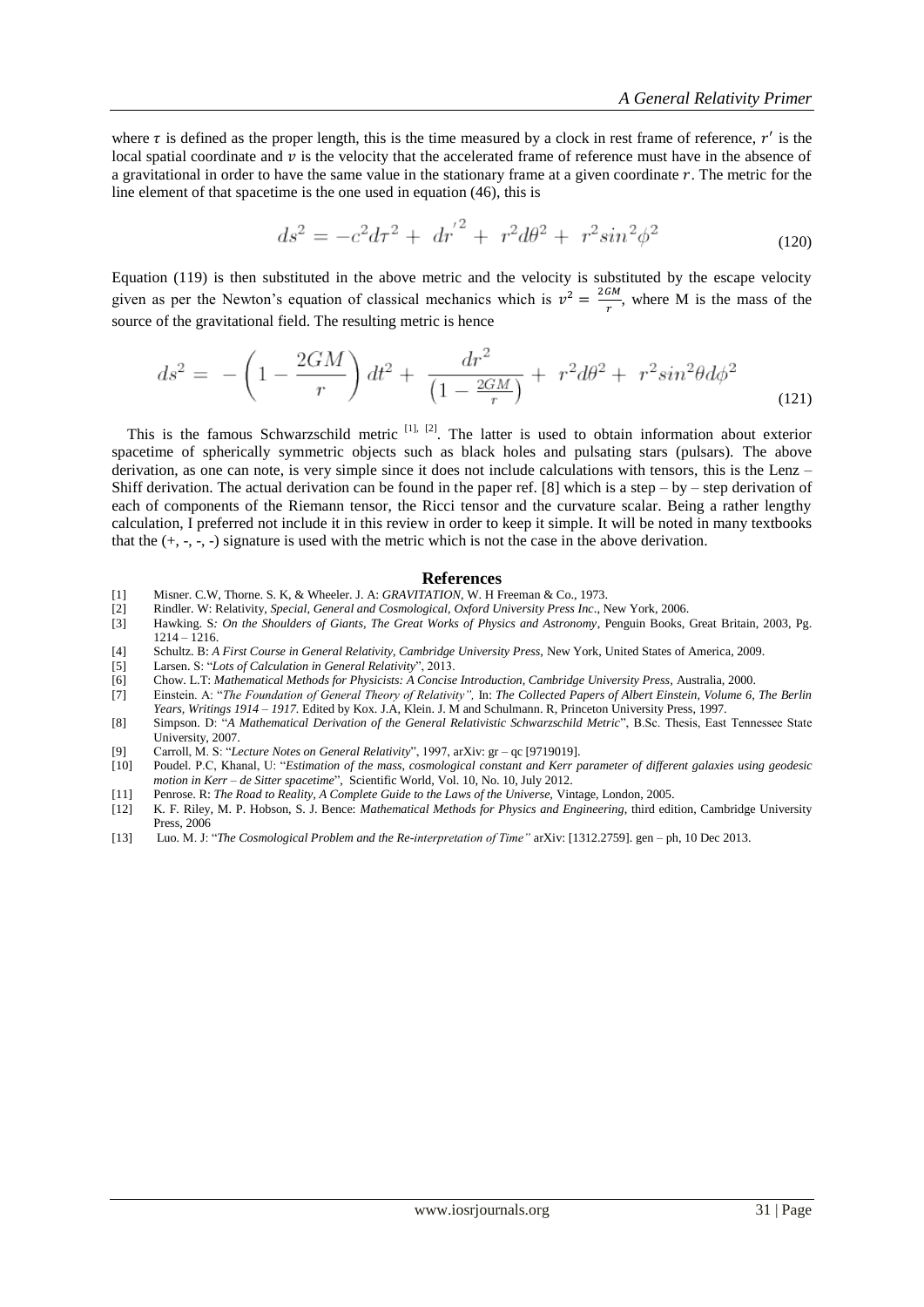where $\tau$ is defined as the proper length, this is the time measured by a clock in rest frame of reference, $r'$ is the local spatial coordinate and $v$ is the velocity that the accelerated frame of reference must have in the absence of a gravitational in order to have the same value in the stationary frame at a given coordinate $r$. The metric for the line element of that spacetime is the one used in equation (46), this is

$$ds^2 = -c^2 d\tau^2 + dr'^2 + r^2 d\theta^2 + r^2 sin^2 \phi^2 \tag{120}$$

Equation (119) is then substituted in the above metric and the velocity is substituted by the escape velocity given as per the Newton's equation of classical mechanics which is $v^2 = \frac{2GM}{r}$, where M is the mass of the source of the gravitational field. The resulting metric is hence

$$ds^2 = -\left(1 - \frac{2GM}{r}\right) dt^2 + \frac{dr^2}{\left(1 - \frac{2GM}{r}\right)} + r^2 d\theta^2 + r^2 sin^2\theta d\phi^2 \tag{121}$$

This is the famous Schwarzschild metric [1], [2]. The latter is used to obtain information about exterior spacetime of spherically symmetric objects such as black holes and pulsating stars (pulsars). The above derivation, as one can note, is very simple since it does not include calculations with tensors, this is the Lenz – Shiff derivation. The actual derivation can be found in the paper ref. [8] which is a step – by – step derivation of each of components of the Riemann tensor, the Ricci tensor and the curvature scalar. Being a rather lengthy calculation, I preferred not include it in this review in order to keep it simple. It will be noted in many textbooks that the (+, -, -, -) signature is used with the metric which is not the case in the above derivation.

## References

[1] Misner. C.W, Thorne. S. K, & Wheeler. J. A: *GRAVITATION*, W. H Freeman & Co., 1973.

[2] Rindler. W: Relativity, *Special, General and Cosmological, Oxford University Press Inc*., New York, 2006.

[3] Hawking. S*: On the Shoulders of Giants, The Great Works of Physics and Astronomy*, Penguin Books, Great Britain, 2003, Pg. 1214 – 1216.

[4] Schultz. B: *A First Course in General Relativity, Cambridge University Press*, New York, United States of America, 2009.

[5] Larsen. S: "*Lots of Calculation in General Relativity*", 2013.

[6] Chow. L.T: *Mathematical Methods for Physicists: A Concise Introduction, Cambridge University Press*, Australia, 2000.

[7] Einstein. A: "*The Foundation of General Theory of Relativity",* In: *The Collected Papers of Albert Einstein, Volume 6, The Berlin Years, Writings 1914 – 1917*. Edited by Kox. J.A, Klein. J. M and Schulmann. R, Princeton University Press, 1997.

[8] Simpson. D: "*A Mathematical Derivation of the General Relativistic Schwarzschild Metric*", B.Sc. Thesis, East Tennessee State University, 2007.

[9] Carroll, M. S: "*Lecture Notes on General Relativity*", 1997, arXiv: gr – qc [9719019].

[10] Poudel. P.C, Khanal, U: "*Estimation of the mass, cosmological constant and Kerr parameter of different galaxies using geodesic motion in Kerr – de Sitter spacetime*", Scientific World, Vol. 10, No. 10, July 2012.

[11] Penrose. R: *The Road to Reality, A Complete Guide to the Laws of the Universe*, Vintage, London, 2005.

[12] K. F. Riley, M. P. Hobson, S. J. Bence: *Mathematical Methods for Physics and Engineering*, third edition, Cambridge University Press, 2006

[13] Luo. M. J: "*The Cosmological Problem and the Re-interpretation of Time"* arXiv: [1312.2759]. gen – ph, 10 Dec 2013.